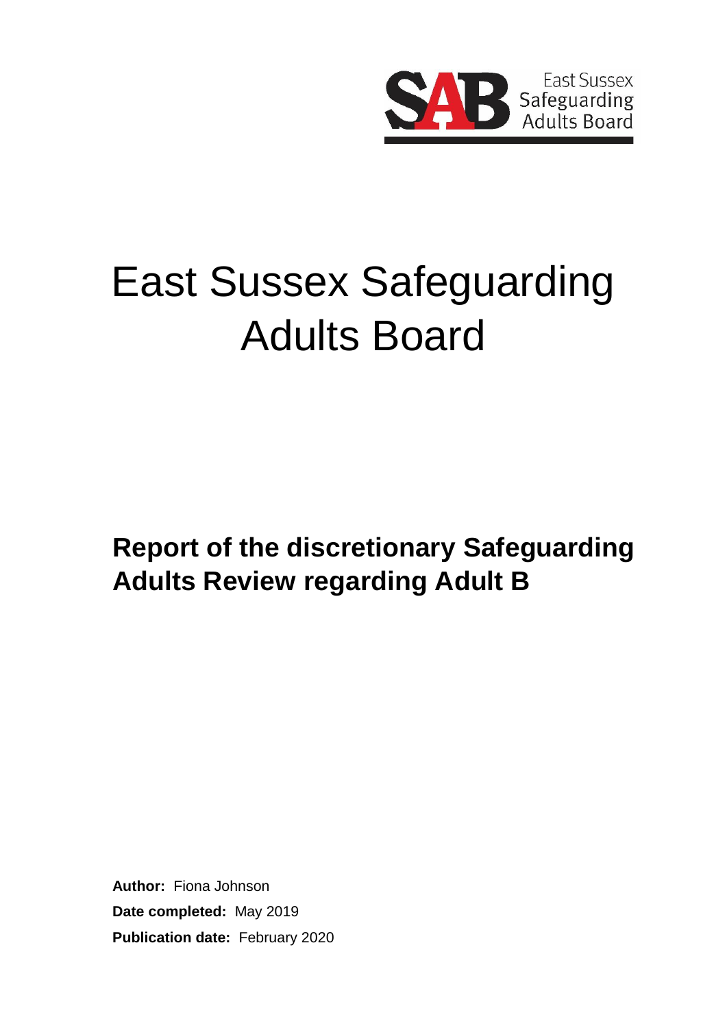East Sussex Safeguarding Adults Board

# East Sussex Safeguarding Adults Board

## Report of the discretionary Safeguarding Adults Review regarding Adult B

**Author:** Fiona Johnson

**Date completed:** May 2019

**Publication date:** February 2020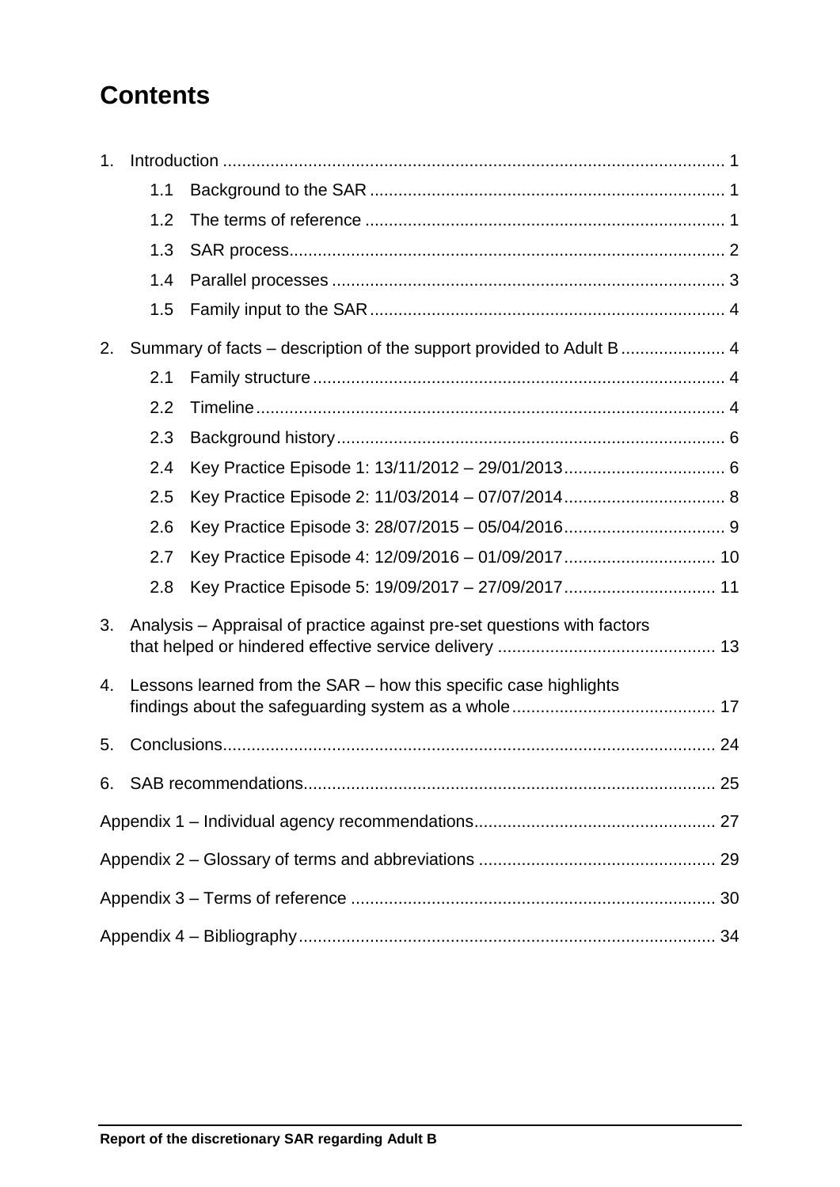# Contents

1. Introduction ... 1
    - 1.1 Background to the SAR ... 1
    - 1.2 The terms of reference ... 1
    - 1.3 SAR process ... 2
    - 1.4 Parallel processes ... 3
    - 1.5 Family input to the SAR ... 4
2. Summary of facts – description of the support provided to Adult B ... 4
    - 2.1 Family structure ... 4
    - 2.2 Timeline ... 4
    - 2.3 Background history ... 6
    - 2.4 Key Practice Episode 1: 13/11/2012 – 29/01/2013 ... 6
    - 2.5 Key Practice Episode 2: 11/03/2014 – 07/07/2014 ... 8
    - 2.6 Key Practice Episode 3: 28/07/2015 – 05/04/2016 ... 9
    - 2.7 Key Practice Episode 4: 12/09/2016 – 01/09/2017 ... 10
    - 2.8 Key Practice Episode 5: 19/09/2017 – 27/09/2017 ... 11
3. Analysis – Appraisal of practice against pre-set questions with factors that helped or hindered effective service delivery ... 13
4. Lessons learned from the SAR – how this specific case highlights findings about the safeguarding system as a whole ... 17
5. Conclusions ... 24
6. SAB recommendations ... 25

Appendix 1 – Individual agency recommendations ... 27

Appendix 2 – Glossary of terms and abbreviations ... 29

Appendix 3 – Terms of reference ... 30

Appendix 4 – Bibliography ... 34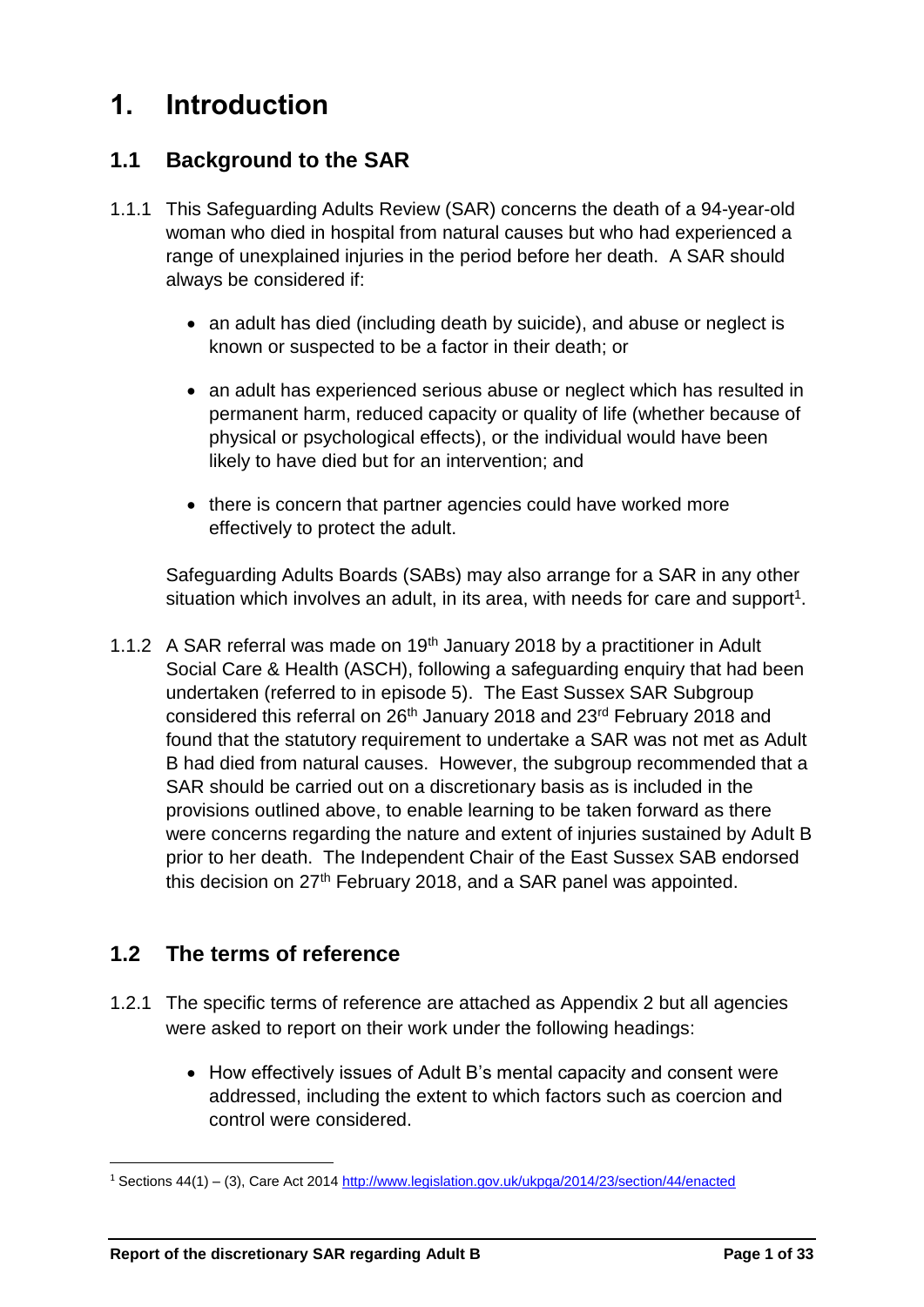# 1. Introduction

## 1.1 Background to the SAR

1.1.1 This Safeguarding Adults Review (SAR) concerns the death of a 94-year-old woman who died in hospital from natural causes but who had experienced a range of unexplained injuries in the period before her death. A SAR should always be considered if:

- an adult has died (including death by suicide), and abuse or neglect is known or suspected to be a factor in their death; or
- an adult has experienced serious abuse or neglect which has resulted in permanent harm, reduced capacity or quality of life (whether because of physical or psychological effects), or the individual would have been likely to have died but for an intervention; and
- there is concern that partner agencies could have worked more effectively to protect the adult.

Safeguarding Adults Boards (SABs) may also arrange for a SAR in any other situation which involves an adult, in its area, with needs for care and support[1].

1.1.2 A SAR referral was made on 19th January 2018 by a practitioner in Adult Social Care & Health (ASCH), following a safeguarding enquiry that had been undertaken (referred to in episode 5). The East Sussex SAR Subgroup considered this referral on 26th January 2018 and 23rd February 2018 and found that the statutory requirement to undertake a SAR was not met as Adult B had died from natural causes. However, the subgroup recommended that a SAR should be carried out on a discretionary basis as is included in the provisions outlined above, to enable learning to be taken forward as there were concerns regarding the nature and extent of injuries sustained by Adult B prior to her death. The Independent Chair of the East Sussex SAB endorsed this decision on 27th February 2018, and a SAR panel was appointed.

## 1.2 The terms of reference

1.2.1 The specific terms of reference are attached as Appendix 2 but all agencies were asked to report on their work under the following headings:

- How effectively issues of Adult B's mental capacity and consent were addressed, including the extent to which factors such as coercion and control were considered.

---

[1] Sections 44(1) – (3), Care Act 2014 http://www.legislation.gov.uk/ukpga/2014/23/section/44/enacted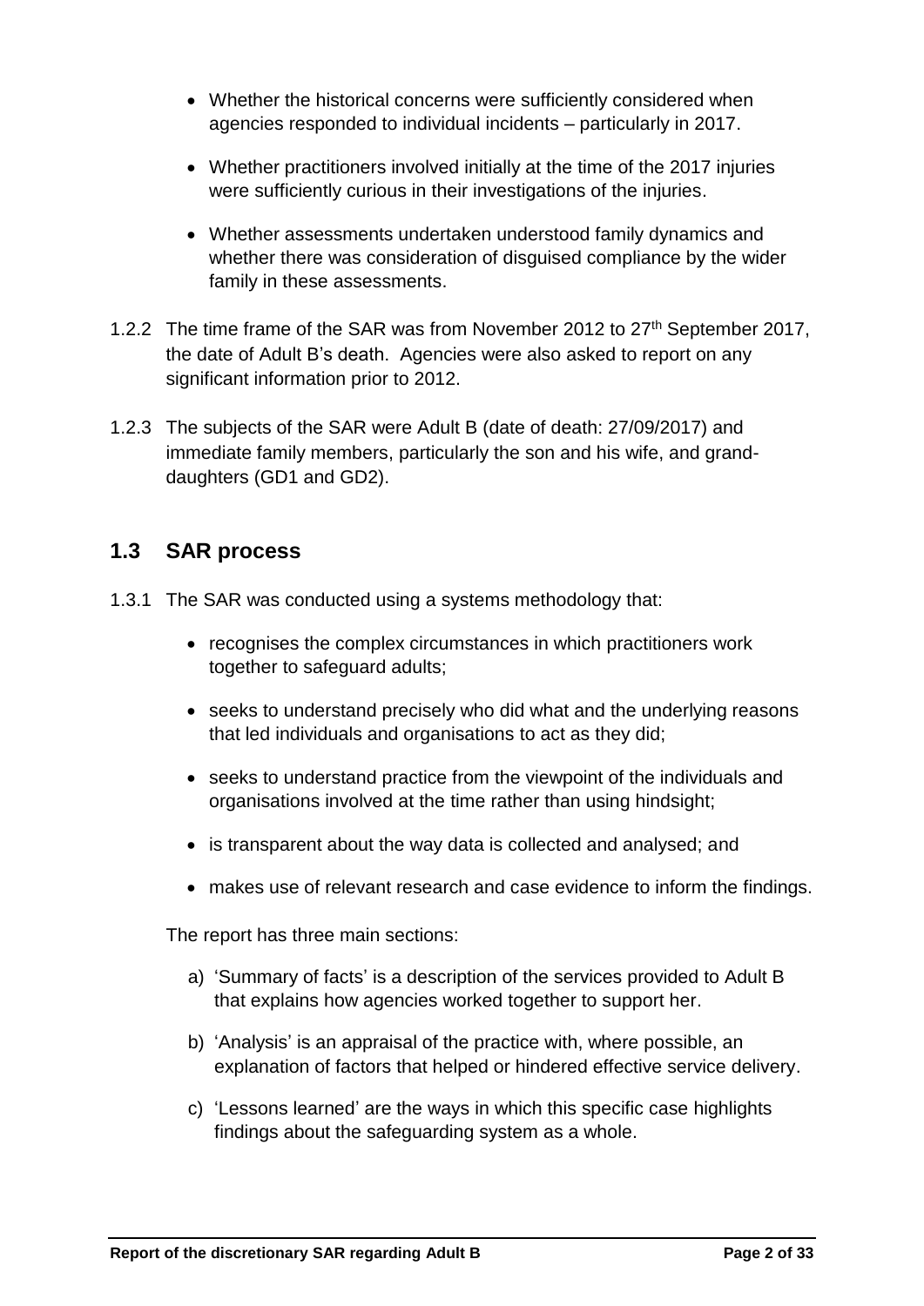- Whether the historical concerns were sufficiently considered when agencies responded to individual incidents – particularly in 2017.
- Whether practitioners involved initially at the time of the 2017 injuries were sufficiently curious in their investigations of the injuries.
- Whether assessments undertaken understood family dynamics and whether there was consideration of disguised compliance by the wider family in these assessments.

1.2.2 The time frame of the SAR was from November 2012 to 27th September 2017, the date of Adult B's death. Agencies were also asked to report on any significant information prior to 2012.

1.2.3 The subjects of the SAR were Adult B (date of death: 27/09/2017) and immediate family members, particularly the son and his wife, and grand-daughters (GD1 and GD2).

## 1.3 SAR process

1.3.1 The SAR was conducted using a systems methodology that:

- recognises the complex circumstances in which practitioners work together to safeguard adults;
- seeks to understand precisely who did what and the underlying reasons that led individuals and organisations to act as they did;
- seeks to understand practice from the viewpoint of the individuals and organisations involved at the time rather than using hindsight;
- is transparent about the way data is collected and analysed; and
- makes use of relevant research and case evidence to inform the findings.

The report has three main sections:

a) 'Summary of facts' is a description of the services provided to Adult B that explains how agencies worked together to support her.

b) 'Analysis' is an appraisal of the practice with, where possible, an explanation of factors that helped or hindered effective service delivery.

c) 'Lessons learned' are the ways in which this specific case highlights findings about the safeguarding system as a whole.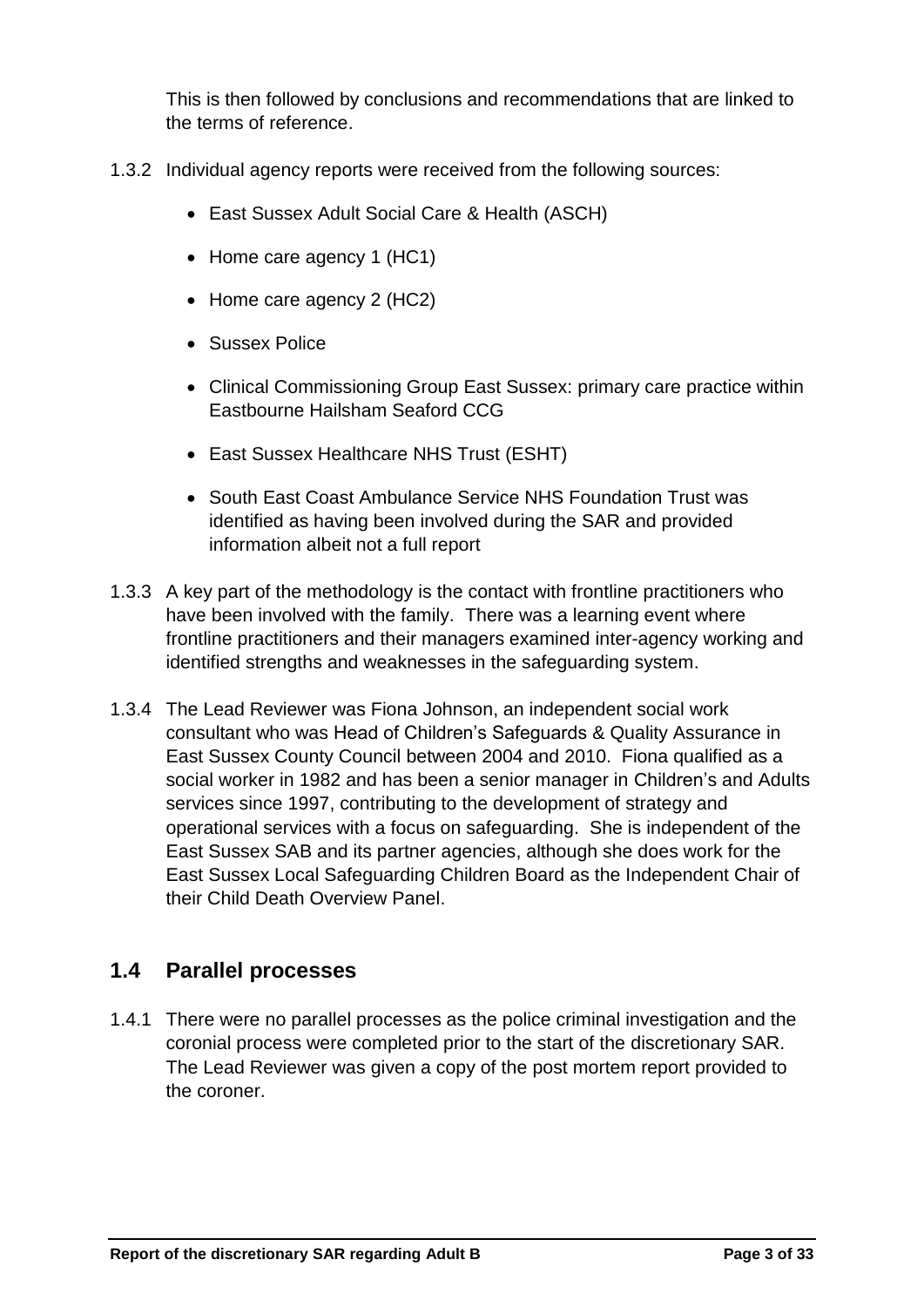This is then followed by conclusions and recommendations that are linked to the terms of reference.

1.3.2 Individual agency reports were received from the following sources:

- East Sussex Adult Social Care & Health (ASCH)
- Home care agency 1 (HC1)
- Home care agency 2 (HC2)
- Sussex Police
- Clinical Commissioning Group East Sussex: primary care practice within Eastbourne Hailsham Seaford CCG
- East Sussex Healthcare NHS Trust (ESHT)
- South East Coast Ambulance Service NHS Foundation Trust was identified as having been involved during the SAR and provided information albeit not a full report

1.3.3 A key part of the methodology is the contact with frontline practitioners who have been involved with the family. There was a learning event where frontline practitioners and their managers examined inter-agency working and identified strengths and weaknesses in the safeguarding system.

1.3.4 The Lead Reviewer was Fiona Johnson, an independent social work consultant who was Head of Children's Safeguards & Quality Assurance in East Sussex County Council between 2004 and 2010. Fiona qualified as a social worker in 1982 and has been a senior manager in Children's and Adults services since 1997, contributing to the development of strategy and operational services with a focus on safeguarding. She is independent of the East Sussex SAB and its partner agencies, although she does work for the East Sussex Local Safeguarding Children Board as the Independent Chair of their Child Death Overview Panel.

## 1.4 Parallel processes

1.4.1 There were no parallel processes as the police criminal investigation and the coronial process were completed prior to the start of the discretionary SAR. The Lead Reviewer was given a copy of the post mortem report provided to the coroner.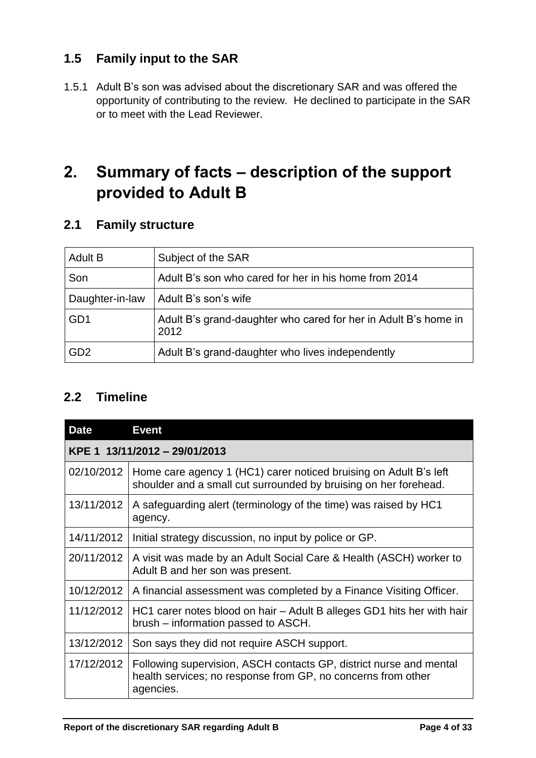## 1.5 Family input to the SAR

1.5.1 Adult B's son was advised about the discretionary SAR and was offered the opportunity of contributing to the review. He declined to participate in the SAR or to meet with the Lead Reviewer.

# 2. Summary of facts – description of the support provided to Adult B

## 2.1 Family structure

| Adult B | Subject of the SAR |
|---|---|
| Son | Adult B's son who cared for her in his home from 2014 |
| Daughter-in-law | Adult B's son's wife |
| GD1 | Adult B's grand-daughter who cared for her in Adult B's home in 2012 |
| GD2 | Adult B's grand-daughter who lives independently |

## 2.2 Timeline

| Date | Event |
|---|---|
| **KPE 1 13/11/2012 – 29/01/2013** | |
| 02/10/2012 | Home care agency 1 (HC1) carer noticed bruising on Adult B's left shoulder and a small cut surrounded by bruising on her forehead. |
| 13/11/2012 | A safeguarding alert (terminology of the time) was raised by HC1 agency. |
| 14/11/2012 | Initial strategy discussion, no input by police or GP. |
| 20/11/2012 | A visit was made by an Adult Social Care & Health (ASCH) worker to Adult B and her son was present. |
| 10/12/2012 | A financial assessment was completed by a Finance Visiting Officer. |
| 11/12/2012 | HC1 carer notes blood on hair – Adult B alleges GD1 hits her with hair brush – information passed to ASCH. |
| 13/12/2012 | Son says they did not require ASCH support. |
| 17/12/2012 | Following supervision, ASCH contacts GP, district nurse and mental health services; no response from GP, no concerns from other agencies. |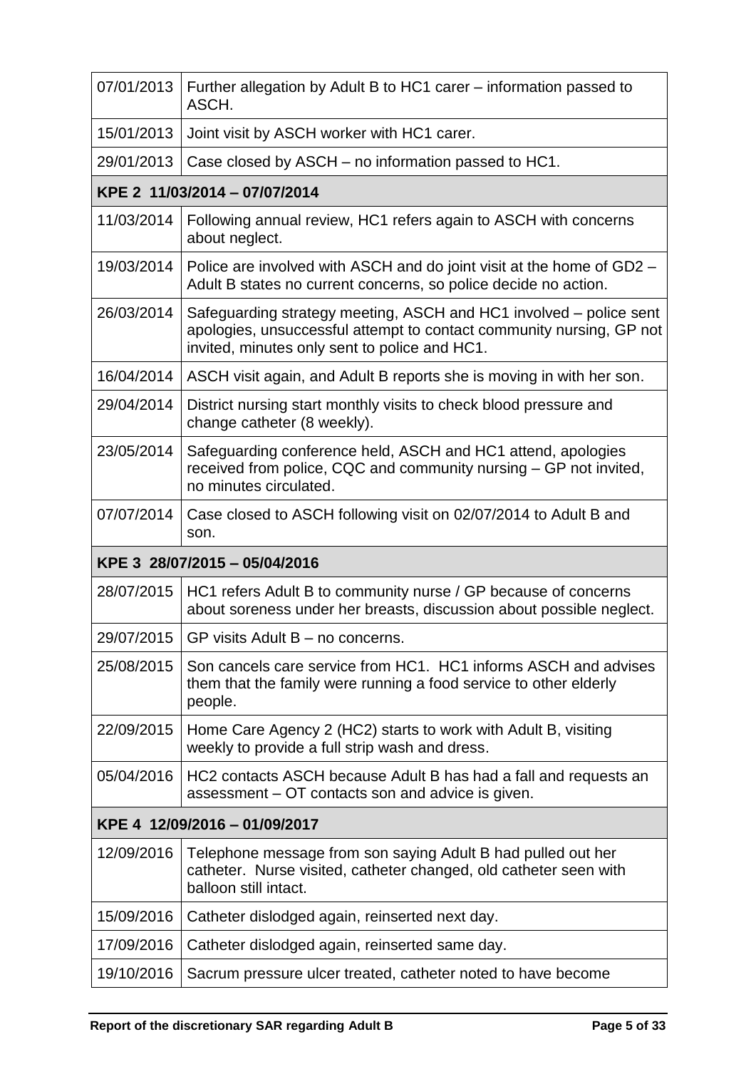| | |
|---|---|
| 07/01/2013 | Further allegation by Adult B to HC1 carer – information passed to ASCH. |
| 15/01/2013 | Joint visit by ASCH worker with HC1 carer. |
| 29/01/2013 | Case closed by ASCH – no information passed to HC1. |
| **KPE 2 11/03/2014 – 07/07/2014** | |
| 11/03/2014 | Following annual review, HC1 refers again to ASCH with concerns about neglect. |
| 19/03/2014 | Police are involved with ASCH and do joint visit at the home of GD2 – Adult B states no current concerns, so police decide no action. |
| 26/03/2014 | Safeguarding strategy meeting, ASCH and HC1 involved – police sent apologies, unsuccessful attempt to contact community nursing, GP not invited, minutes only sent to police and HC1. |
| 16/04/2014 | ASCH visit again, and Adult B reports she is moving in with her son. |
| 29/04/2014 | District nursing start monthly visits to check blood pressure and change catheter (8 weekly). |
| 23/05/2014 | Safeguarding conference held, ASCH and HC1 attend, apologies received from police, CQC and community nursing – GP not invited, no minutes circulated. |
| 07/07/2014 | Case closed to ASCH following visit on 02/07/2014 to Adult B and son. |
| **KPE 3 28/07/2015 – 05/04/2016** | |
| 28/07/2015 | HC1 refers Adult B to community nurse / GP because of concerns about soreness under her breasts, discussion about possible neglect. |
| 29/07/2015 | GP visits Adult B – no concerns. |
| 25/08/2015 | Son cancels care service from HC1. HC1 informs ASCH and advises them that the family were running a food service to other elderly people. |
| 22/09/2015 | Home Care Agency 2 (HC2) starts to work with Adult B, visiting weekly to provide a full strip wash and dress. |
| 05/04/2016 | HC2 contacts ASCH because Adult B has had a fall and requests an assessment – OT contacts son and advice is given. |
| **KPE 4 12/09/2016 – 01/09/2017** | |
| 12/09/2016 | Telephone message from son saying Adult B had pulled out her catheter. Nurse visited, catheter changed, old catheter seen with balloon still intact. |
| 15/09/2016 | Catheter dislodged again, reinserted next day. |
| 17/09/2016 | Catheter dislodged again, reinserted same day. |
| 19/10/2016 | Sacrum pressure ulcer treated, catheter noted to have become |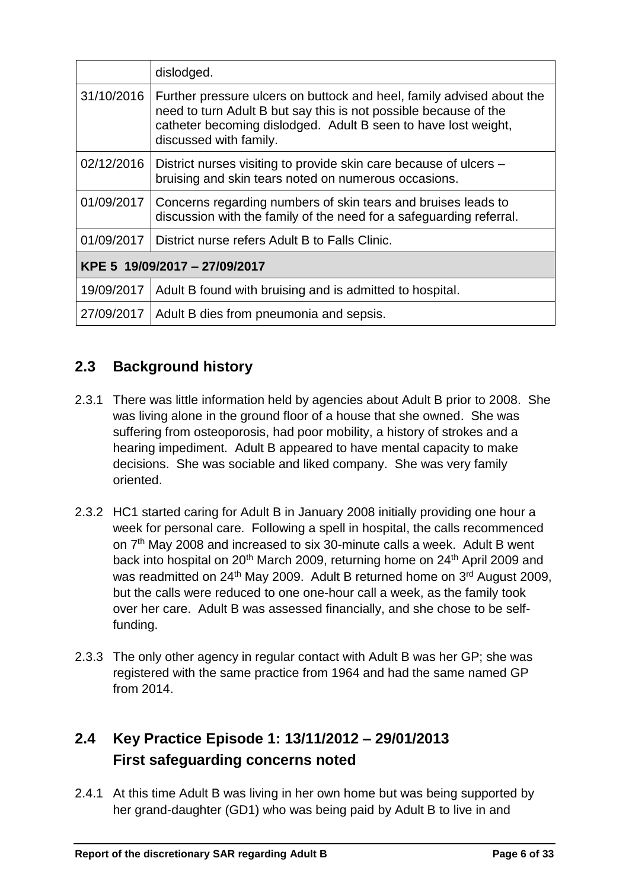| | |
|---|---|
| | dislodged. |
| 31/10/2016 | Further pressure ulcers on buttock and heel, family advised about the need to turn Adult B but say this is not possible because of the catheter becoming dislodged. Adult B seen to have lost weight, discussed with family. |
| 02/12/2016 | District nurses visiting to provide skin care because of ulcers – bruising and skin tears noted on numerous occasions. |
| 01/09/2017 | Concerns regarding numbers of skin tears and bruises leads to discussion with the family of the need for a safeguarding referral. |
| 01/09/2017 | District nurse refers Adult B to Falls Clinic. |
| **KPE 5 19/09/2017 – 27/09/2017** | |
| 19/09/2017 | Adult B found with bruising and is admitted to hospital. |
| 27/09/2017 | Adult B dies from pneumonia and sepsis. |

## 2.3 Background history

2.3.1 There was little information held by agencies about Adult B prior to 2008. She was living alone in the ground floor of a house that she owned. She was suffering from osteoporosis, had poor mobility, a history of strokes and a hearing impediment. Adult B appeared to have mental capacity to make decisions. She was sociable and liked company. She was very family oriented.

2.3.2 HC1 started caring for Adult B in January 2008 initially providing one hour a week for personal care. Following a spell in hospital, the calls recommenced on 7th May 2008 and increased to six 30-minute calls a week. Adult B went back into hospital on 20th March 2009, returning home on 24th April 2009 and was readmitted on 24th May 2009. Adult B returned home on 3rd August 2009, but the calls were reduced to one one-hour call a week, as the family took over her care. Adult B was assessed financially, and she chose to be self-funding.

2.3.3 The only other agency in regular contact with Adult B was her GP; she was registered with the same practice from 1964 and had the same named GP from 2014.

## 2.4 Key Practice Episode 1: 13/11/2012 – 29/01/2013 First safeguarding concerns noted

2.4.1 At this time Adult B was living in her own home but was being supported by her grand-daughter (GD1) who was being paid by Adult B to live in and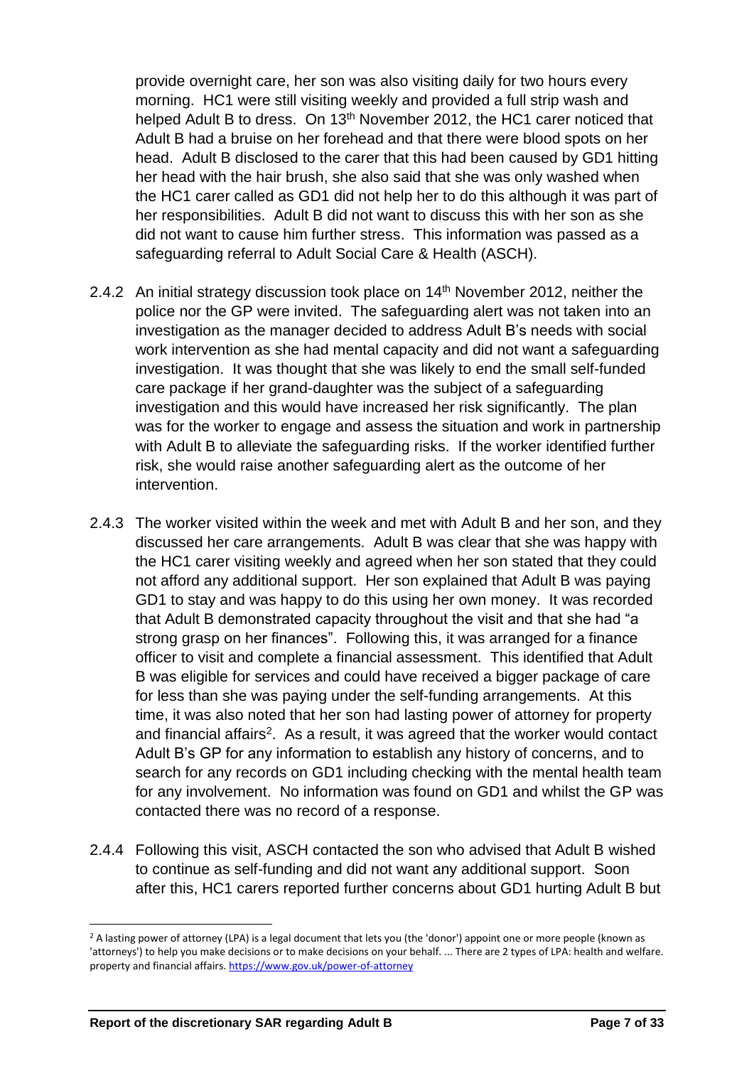provide overnight care, her son was also visiting daily for two hours every morning. HC1 were still visiting weekly and provided a full strip wash and helped Adult B to dress. On 13th November 2012, the HC1 carer noticed that Adult B had a bruise on her forehead and that there were blood spots on her head. Adult B disclosed to the carer that this had been caused by GD1 hitting her head with the hair brush, she also said that she was only washed when the HC1 carer called as GD1 did not help her to do this although it was part of her responsibilities. Adult B did not want to discuss this with her son as she did not want to cause him further stress. This information was passed as a safeguarding referral to Adult Social Care & Health (ASCH).

2.4.2 An initial strategy discussion took place on 14th November 2012, neither the police nor the GP were invited. The safeguarding alert was not taken into an investigation as the manager decided to address Adult B's needs with social work intervention as she had mental capacity and did not want a safeguarding investigation. It was thought that she was likely to end the small self-funded care package if her grand-daughter was the subject of a safeguarding investigation and this would have increased her risk significantly. The plan was for the worker to engage and assess the situation and work in partnership with Adult B to alleviate the safeguarding risks. If the worker identified further risk, she would raise another safeguarding alert as the outcome of her intervention.

2.4.3 The worker visited within the week and met with Adult B and her son, and they discussed her care arrangements. Adult B was clear that she was happy with the HC1 carer visiting weekly and agreed when her son stated that they could not afford any additional support. Her son explained that Adult B was paying GD1 to stay and was happy to do this using her own money. It was recorded that Adult B demonstrated capacity throughout the visit and that she had "a strong grasp on her finances". Following this, it was arranged for a finance officer to visit and complete a financial assessment. This identified that Adult B was eligible for services and could have received a bigger package of care for less than she was paying under the self-funding arrangements. At this time, it was also noted that her son had lasting power of attorney for property and financial affairs[2]. As a result, it was agreed that the worker would contact Adult B's GP for any information to establish any history of concerns, and to search for any records on GD1 including checking with the mental health team for any involvement. No information was found on GD1 and whilst the GP was contacted there was no record of a response.

2.4.4 Following this visit, ASCH contacted the son who advised that Adult B wished to continue as self-funding and did not want any additional support. Soon after this, HC1 carers reported further concerns about GD1 hurting Adult B but

[2] A lasting power of attorney (LPA) is a legal document that lets you (the 'donor') appoint one or more people (known as 'attorneys') to help you make decisions or to make decisions on your behalf. ... There are 2 types of LPA: health and welfare. property and financial affairs. https://www.gov.uk/power-of-attorney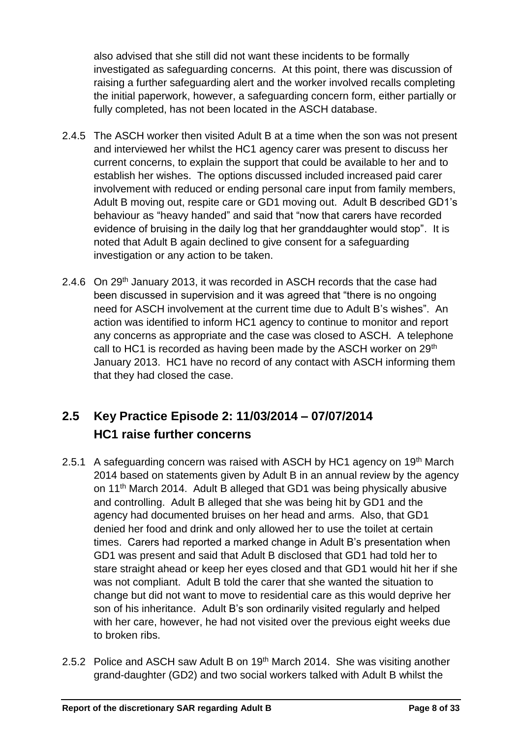also advised that she still did not want these incidents to be formally investigated as safeguarding concerns. At this point, there was discussion of raising a further safeguarding alert and the worker involved recalls completing the initial paperwork, however, a safeguarding concern form, either partially or fully completed, has not been located in the ASCH database.

2.4.5 The ASCH worker then visited Adult B at a time when the son was not present and interviewed her whilst the HC1 agency carer was present to discuss her current concerns, to explain the support that could be available to her and to establish her wishes. The options discussed included increased paid carer involvement with reduced or ending personal care input from family members, Adult B moving out, respite care or GD1 moving out. Adult B described GD1's behaviour as "heavy handed" and said that "now that carers have recorded evidence of bruising in the daily log that her granddaughter would stop". It is noted that Adult B again declined to give consent for a safeguarding investigation or any action to be taken.

2.4.6 On 29th January 2013, it was recorded in ASCH records that the case had been discussed in supervision and it was agreed that "there is no ongoing need for ASCH involvement at the current time due to Adult B's wishes". An action was identified to inform HC1 agency to continue to monitor and report any concerns as appropriate and the case was closed to ASCH. A telephone call to HC1 is recorded as having been made by the ASCH worker on 29th January 2013. HC1 have no record of any contact with ASCH informing them that they had closed the case.

## 2.5 Key Practice Episode 2: 11/03/2014 – 07/07/2014 HC1 raise further concerns

2.5.1 A safeguarding concern was raised with ASCH by HC1 agency on 19th March 2014 based on statements given by Adult B in an annual review by the agency on 11th March 2014. Adult B alleged that GD1 was being physically abusive and controlling. Adult B alleged that she was being hit by GD1 and the agency had documented bruises on her head and arms. Also, that GD1 denied her food and drink and only allowed her to use the toilet at certain times. Carers had reported a marked change in Adult B's presentation when GD1 was present and said that Adult B disclosed that GD1 had told her to stare straight ahead or keep her eyes closed and that GD1 would hit her if she was not compliant. Adult B told the carer that she wanted the situation to change but did not want to move to residential care as this would deprive her son of his inheritance. Adult B's son ordinarily visited regularly and helped with her care, however, he had not visited over the previous eight weeks due to broken ribs.

2.5.2 Police and ASCH saw Adult B on 19th March 2014. She was visiting another grand-daughter (GD2) and two social workers talked with Adult B whilst the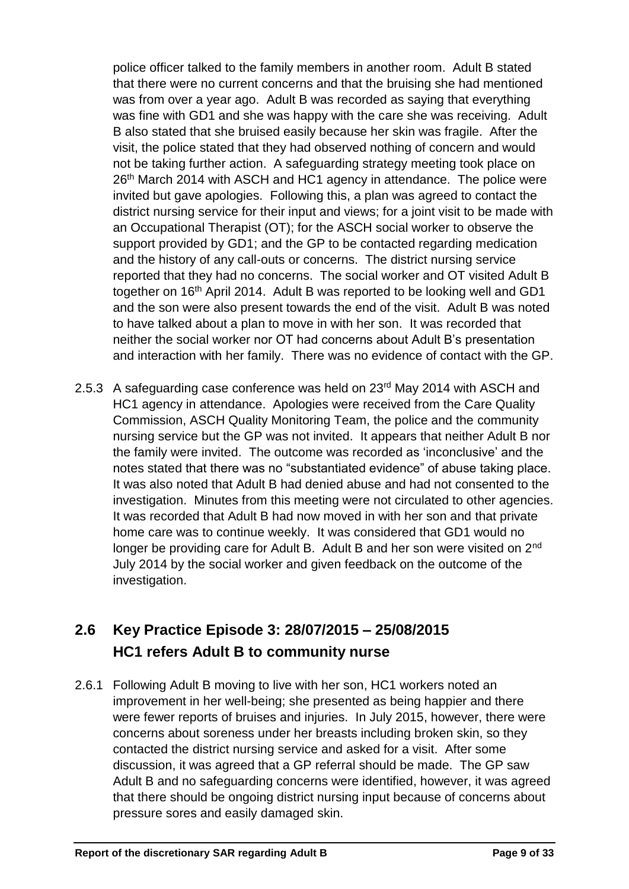police officer talked to the family members in another room. Adult B stated that there were no current concerns and that the bruising she had mentioned was from over a year ago. Adult B was recorded as saying that everything was fine with GD1 and she was happy with the care she was receiving. Adult B also stated that she bruised easily because her skin was fragile. After the visit, the police stated that they had observed nothing of concern and would not be taking further action. A safeguarding strategy meeting took place on 26th March 2014 with ASCH and HC1 agency in attendance. The police were invited but gave apologies. Following this, a plan was agreed to contact the district nursing service for their input and views; for a joint visit to be made with an Occupational Therapist (OT); for the ASCH social worker to observe the support provided by GD1; and the GP to be contacted regarding medication and the history of any call-outs or concerns. The district nursing service reported that they had no concerns. The social worker and OT visited Adult B together on 16th April 2014. Adult B was reported to be looking well and GD1 and the son were also present towards the end of the visit. Adult B was noted to have talked about a plan to move in with her son. It was recorded that neither the social worker nor OT had concerns about Adult B's presentation and interaction with her family. There was no evidence of contact with the GP.

2.5.3 A safeguarding case conference was held on 23rd May 2014 with ASCH and HC1 agency in attendance. Apologies were received from the Care Quality Commission, ASCH Quality Monitoring Team, the police and the community nursing service but the GP was not invited. It appears that neither Adult B nor the family were invited. The outcome was recorded as 'inconclusive' and the notes stated that there was no "substantiated evidence" of abuse taking place. It was also noted that Adult B had denied abuse and had not consented to the investigation. Minutes from this meeting were not circulated to other agencies. It was recorded that Adult B had now moved in with her son and that private home care was to continue weekly. It was considered that GD1 would no longer be providing care for Adult B. Adult B and her son were visited on 2nd July 2014 by the social worker and given feedback on the outcome of the investigation.

## 2.6 Key Practice Episode 3: 28/07/2015 – 25/08/2015 HC1 refers Adult B to community nurse

2.6.1 Following Adult B moving to live with her son, HC1 workers noted an improvement in her well-being; she presented as being happier and there were fewer reports of bruises and injuries. In July 2015, however, there were concerns about soreness under her breasts including broken skin, so they contacted the district nursing service and asked for a visit. After some discussion, it was agreed that a GP referral should be made. The GP saw Adult B and no safeguarding concerns were identified, however, it was agreed that there should be ongoing district nursing input because of concerns about pressure sores and easily damaged skin.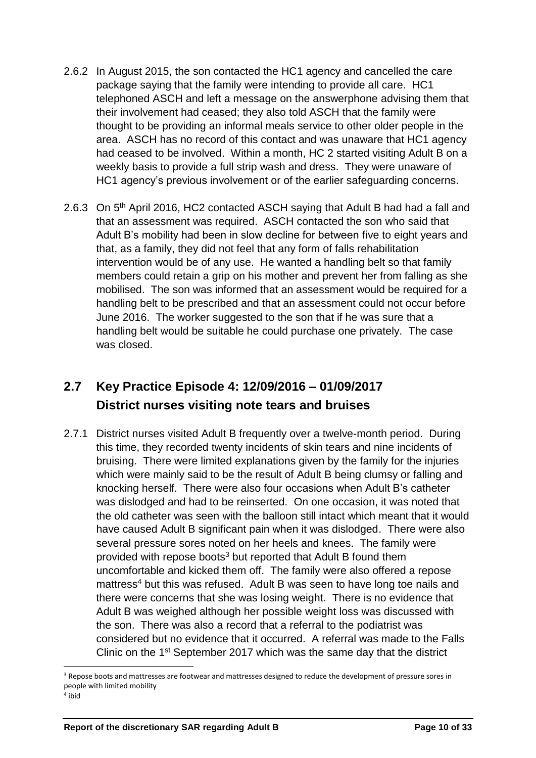2.6.2 In August 2015, the son contacted the HC1 agency and cancelled the care package saying that the family were intending to provide all care. HC1 telephoned ASCH and left a message on the answerphone advising them that their involvement had ceased; they also told ASCH that the family were thought to be providing an informal meals service to other older people in the area. ASCH has no record of this contact and was unaware that HC1 agency had ceased to be involved. Within a month, HC 2 started visiting Adult B on a weekly basis to provide a full strip wash and dress. They were unaware of HC1 agency's previous involvement or of the earlier safeguarding concerns.

2.6.3 On 5th April 2016, HC2 contacted ASCH saying that Adult B had had a fall and that an assessment was required. ASCH contacted the son who said that Adult B's mobility had been in slow decline for between five to eight years and that, as a family, they did not feel that any form of falls rehabilitation intervention would be of any use. He wanted a handling belt so that family members could retain a grip on his mother and prevent her from falling as she mobilised. The son was informed that an assessment would be required for a handling belt to be prescribed and that an assessment could not occur before June 2016. The worker suggested to the son that if he was sure that a handling belt would be suitable he could purchase one privately. The case was closed.

## 2.7 Key Practice Episode 4: 12/09/2016 – 01/09/2017 District nurses visiting note tears and bruises

2.7.1 District nurses visited Adult B frequently over a twelve-month period. During this time, they recorded twenty incidents of skin tears and nine incidents of bruising. There were limited explanations given by the family for the injuries which were mainly said to be the result of Adult B being clumsy or falling and knocking herself. There were also four occasions when Adult B's catheter was dislodged and had to be reinserted. On one occasion, it was noted that the old catheter was seen with the balloon still intact which meant that it would have caused Adult B significant pain when it was dislodged. There were also several pressure sores noted on her heels and knees. The family were provided with repose boots[3] but reported that Adult B found them uncomfortable and kicked them off. The family were also offered a repose mattress[4] but this was refused. Adult B was seen to have long toe nails and there were concerns that she was losing weight. There is no evidence that Adult B was weighed although her possible weight loss was discussed with the son. There was also a record that a referral to the podiatrist was considered but no evidence that it occurred. A referral was made to the Falls Clinic on the 1st September 2017 which was the same day that the district

[3] Repose boots and mattresses are footwear and mattresses designed to reduce the development of pressure sores in people with limited mobility

[4] ibid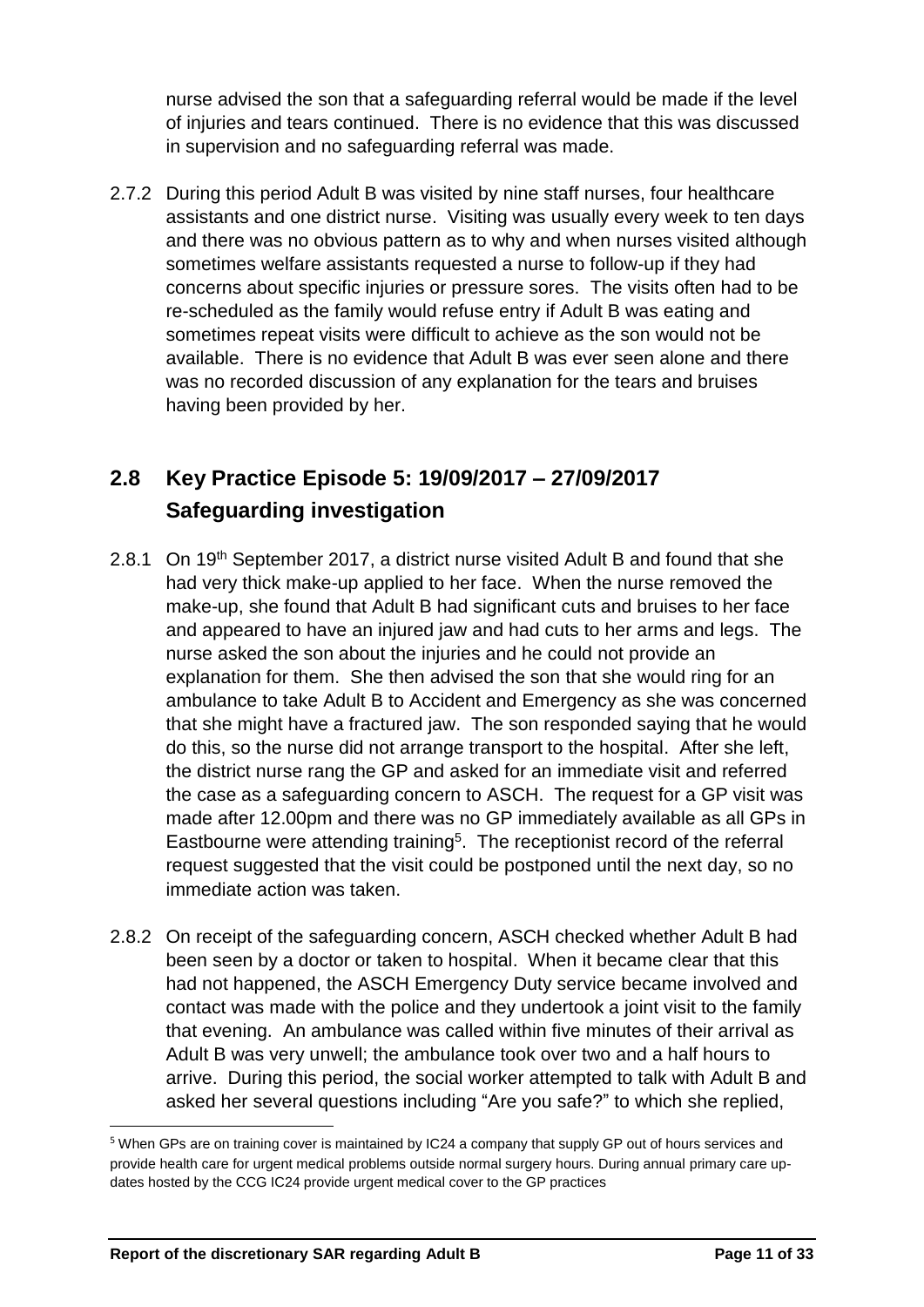nurse advised the son that a safeguarding referral would be made if the level of injuries and tears continued. There is no evidence that this was discussed in supervision and no safeguarding referral was made.

2.7.2 During this period Adult B was visited by nine staff nurses, four healthcare assistants and one district nurse. Visiting was usually every week to ten days and there was no obvious pattern as to why and when nurses visited although sometimes welfare assistants requested a nurse to follow-up if they had concerns about specific injuries or pressure sores. The visits often had to be re-scheduled as the family would refuse entry if Adult B was eating and sometimes repeat visits were difficult to achieve as the son would not be available. There is no evidence that Adult B was ever seen alone and there was no recorded discussion of any explanation for the tears and bruises having been provided by her.

## 2.8 Key Practice Episode 5: 19/09/2017 – 27/09/2017 Safeguarding investigation

2.8.1 On 19th September 2017, a district nurse visited Adult B and found that she had very thick make-up applied to her face. When the nurse removed the make-up, she found that Adult B had significant cuts and bruises to her face and appeared to have an injured jaw and had cuts to her arms and legs. The nurse asked the son about the injuries and he could not provide an explanation for them. She then advised the son that she would ring for an ambulance to take Adult B to Accident and Emergency as she was concerned that she might have a fractured jaw. The son responded saying that he would do this, so the nurse did not arrange transport to the hospital. After she left, the district nurse rang the GP and asked for an immediate visit and referred the case as a safeguarding concern to ASCH. The request for a GP visit was made after 12.00pm and there was no GP immediately available as all GPs in Eastbourne were attending training[5]. The receptionist record of the referral request suggested that the visit could be postponed until the next day, so no immediate action was taken.

2.8.2 On receipt of the safeguarding concern, ASCH checked whether Adult B had been seen by a doctor or taken to hospital. When it became clear that this had not happened, the ASCH Emergency Duty service became involved and contact was made with the police and they undertook a joint visit to the family that evening. An ambulance was called within five minutes of their arrival as Adult B was very unwell; the ambulance took over two and a half hours to arrive. During this period, the social worker attempted to talk with Adult B and asked her several questions including "Are you safe?" to which she replied,

[5] When GPs are on training cover is maintained by IC24 a company that supply GP out of hours services and provide health care for urgent medical problems outside normal surgery hours. During annual primary care up-dates hosted by the CCG IC24 provide urgent medical cover to the GP practices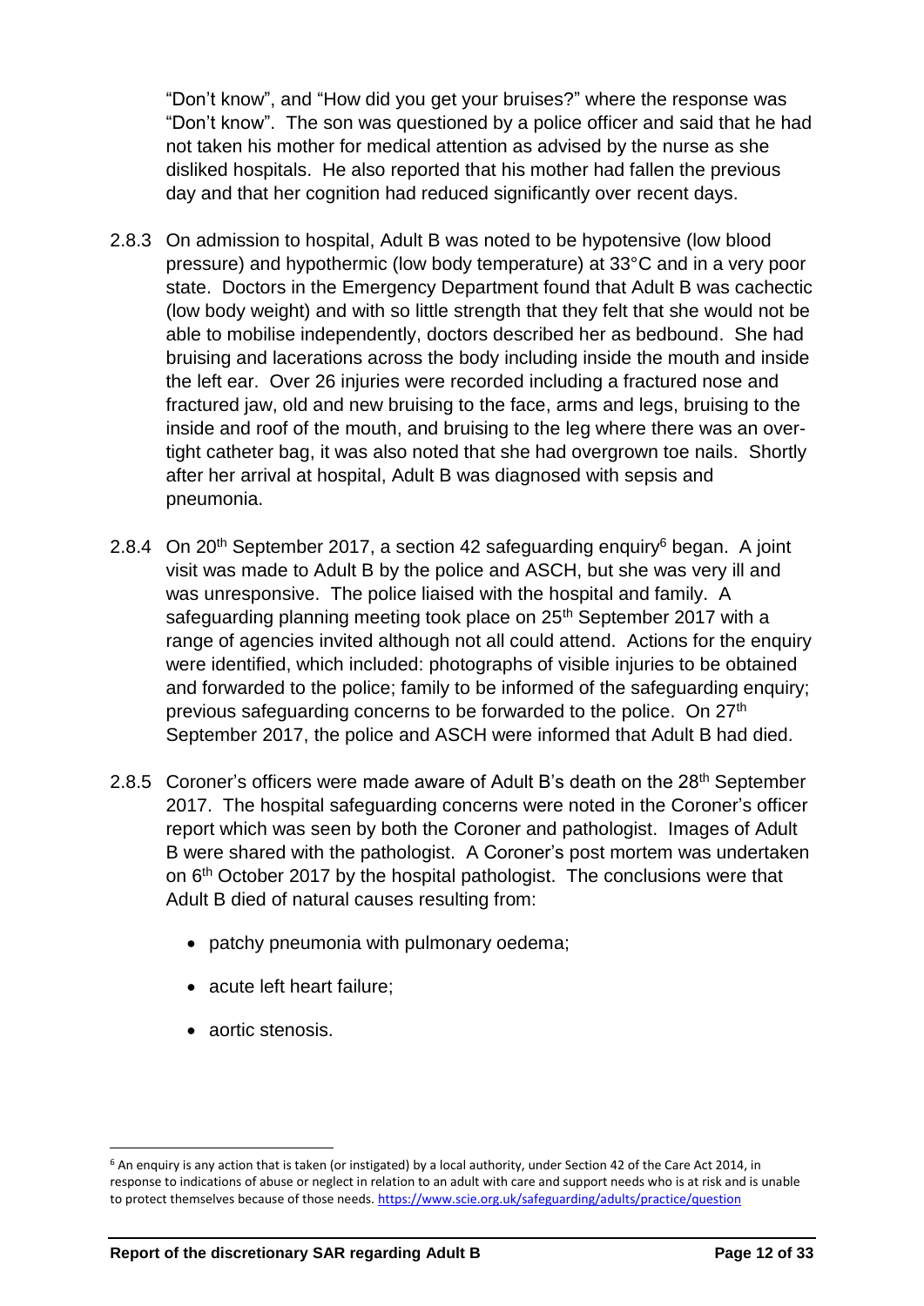"Don't know", and "How did you get your bruises?" where the response was "Don't know". The son was questioned by a police officer and said that he had not taken his mother for medical attention as advised by the nurse as she disliked hospitals. He also reported that his mother had fallen the previous day and that her cognition had reduced significantly over recent days.

2.8.3 On admission to hospital, Adult B was noted to be hypotensive (low blood pressure) and hypothermic (low body temperature) at 33°C and in a very poor state. Doctors in the Emergency Department found that Adult B was cachectic (low body weight) and with so little strength that they felt that she would not be able to mobilise independently, doctors described her as bedbound. She had bruising and lacerations across the body including inside the mouth and inside the left ear. Over 26 injuries were recorded including a fractured nose and fractured jaw, old and new bruising to the face, arms and legs, bruising to the inside and roof of the mouth, and bruising to the leg where there was an over-tight catheter bag, it was also noted that she had overgrown toe nails. Shortly after her arrival at hospital, Adult B was diagnosed with sepsis and pneumonia.

2.8.4 On 20th September 2017, a section 42 safeguarding enquiry[6] began. A joint visit was made to Adult B by the police and ASCH, but she was very ill and was unresponsive. The police liaised with the hospital and family. A safeguarding planning meeting took place on 25th September 2017 with a range of agencies invited although not all could attend. Actions for the enquiry were identified, which included: photographs of visible injuries to be obtained and forwarded to the police; family to be informed of the safeguarding enquiry; previous safeguarding concerns to be forwarded to the police. On 27th September 2017, the police and ASCH were informed that Adult B had died.

2.8.5 Coroner's officers were made aware of Adult B's death on the 28th September 2017. The hospital safeguarding concerns were noted in the Coroner's officer report which was seen by both the Coroner and pathologist. Images of Adult B were shared with the pathologist. A Coroner's post mortem was undertaken on 6th October 2017 by the hospital pathologist. The conclusions were that Adult B died of natural causes resulting from:

- patchy pneumonia with pulmonary oedema;
- acute left heart failure;
- aortic stenosis.

[6] An enquiry is any action that is taken (or instigated) by a local authority, under Section 42 of the Care Act 2014, in response to indications of abuse or neglect in relation to an adult with care and support needs who is at risk and is unable to protect themselves because of those needs. https://www.scie.org.uk/safeguarding/adults/practice/question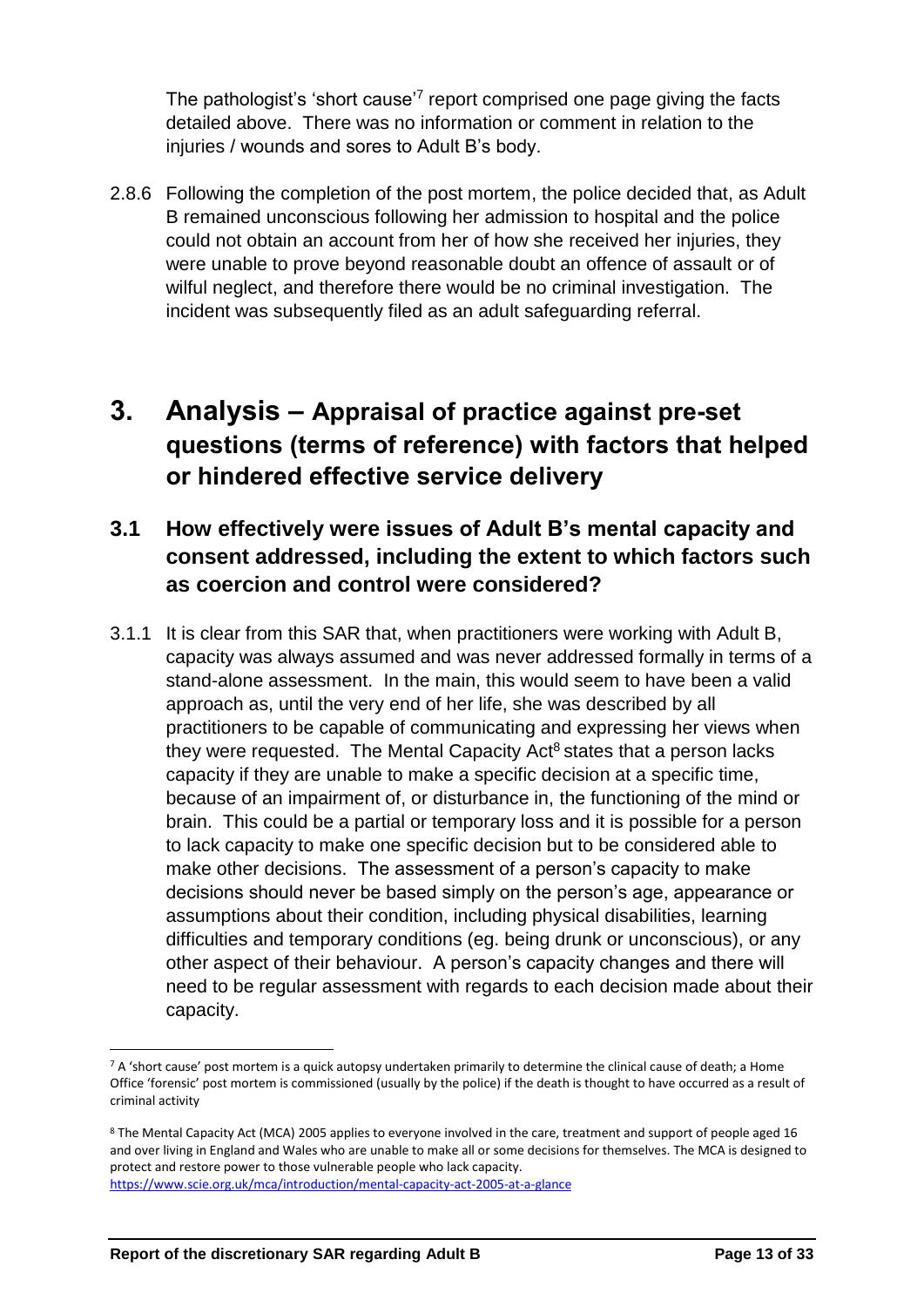The pathologist's 'short cause'[7] report comprised one page giving the facts detailed above. There was no information or comment in relation to the injuries / wounds and sores to Adult B's body.

2.8.6 Following the completion of the post mortem, the police decided that, as Adult B remained unconscious following her admission to hospital and the police could not obtain an account from her of how she received her injuries, they were unable to prove beyond reasonable doubt an offence of assault or of wilful neglect, and therefore there would be no criminal investigation. The incident was subsequently filed as an adult safeguarding referral.

# 3. Analysis – Appraisal of practice against pre-set questions (terms of reference) with factors that helped or hindered effective service delivery

## 3.1 How effectively were issues of Adult B's mental capacity and consent addressed, including the extent to which factors such as coercion and control were considered?

3.1.1 It is clear from this SAR that, when practitioners were working with Adult B, capacity was always assumed and was never addressed formally in terms of a stand-alone assessment. In the main, this would seem to have been a valid approach as, until the very end of her life, she was described by all practitioners to be capable of communicating and expressing her views when they were requested. The Mental Capacity Act[8] states that a person lacks capacity if they are unable to make a specific decision at a specific time, because of an impairment of, or disturbance in, the functioning of the mind or brain. This could be a partial or temporary loss and it is possible for a person to lack capacity to make one specific decision but to be considered able to make other decisions. The assessment of a person's capacity to make decisions should never be based simply on the person's age, appearance or assumptions about their condition, including physical disabilities, learning difficulties and temporary conditions (eg. being drunk or unconscious), or any other aspect of their behaviour. A person's capacity changes and there will need to be regular assessment with regards to each decision made about their capacity.

---

[7] A 'short cause' post mortem is a quick autopsy undertaken primarily to determine the clinical cause of death; a Home Office 'forensic' post mortem is commissioned (usually by the police) if the death is thought to have occurred as a result of criminal activity

[8] The Mental Capacity Act (MCA) 2005 applies to everyone involved in the care, treatment and support of people aged 16 and over living in England and Wales who are unable to make all or some decisions for themselves. The MCA is designed to protect and restore power to those vulnerable people who lack capacity.
https://www.scie.org.uk/mca/introduction/mental-capacity-act-2005-at-a-glance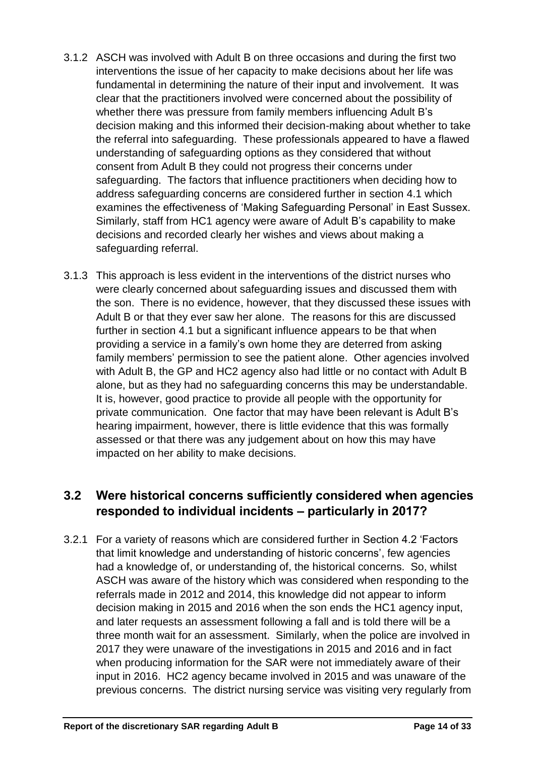3.1.2 ASCH was involved with Adult B on three occasions and during the first two interventions the issue of her capacity to make decisions about her life was fundamental in determining the nature of their input and involvement. It was clear that the practitioners involved were concerned about the possibility of whether there was pressure from family members influencing Adult B's decision making and this informed their decision-making about whether to take the referral into safeguarding. These professionals appeared to have a flawed understanding of safeguarding options as they considered that without consent from Adult B they could not progress their concerns under safeguarding. The factors that influence practitioners when deciding how to address safeguarding concerns are considered further in section 4.1 which examines the effectiveness of 'Making Safeguarding Personal' in East Sussex. Similarly, staff from HC1 agency were aware of Adult B's capability to make decisions and recorded clearly her wishes and views about making a safeguarding referral.

3.1.3 This approach is less evident in the interventions of the district nurses who were clearly concerned about safeguarding issues and discussed them with the son. There is no evidence, however, that they discussed these issues with Adult B or that they ever saw her alone. The reasons for this are discussed further in section 4.1 but a significant influence appears to be that when providing a service in a family's own home they are deterred from asking family members' permission to see the patient alone. Other agencies involved with Adult B, the GP and HC2 agency also had little or no contact with Adult B alone, but as they had no safeguarding concerns this may be understandable. It is, however, good practice to provide all people with the opportunity for private communication. One factor that may have been relevant is Adult B's hearing impairment, however, there is little evidence that this was formally assessed or that there was any judgement about on how this may have impacted on her ability to make decisions.

## 3.2 Were historical concerns sufficiently considered when agencies responded to individual incidents – particularly in 2017?

3.2.1 For a variety of reasons which are considered further in Section 4.2 'Factors that limit knowledge and understanding of historic concerns', few agencies had a knowledge of, or understanding of, the historical concerns. So, whilst ASCH was aware of the history which was considered when responding to the referrals made in 2012 and 2014, this knowledge did not appear to inform decision making in 2015 and 2016 when the son ends the HC1 agency input, and later requests an assessment following a fall and is told there will be a three month wait for an assessment. Similarly, when the police are involved in 2017 they were unaware of the investigations in 2015 and 2016 and in fact when producing information for the SAR were not immediately aware of their input in 2016. HC2 agency became involved in 2015 and was unaware of the previous concerns. The district nursing service was visiting very regularly from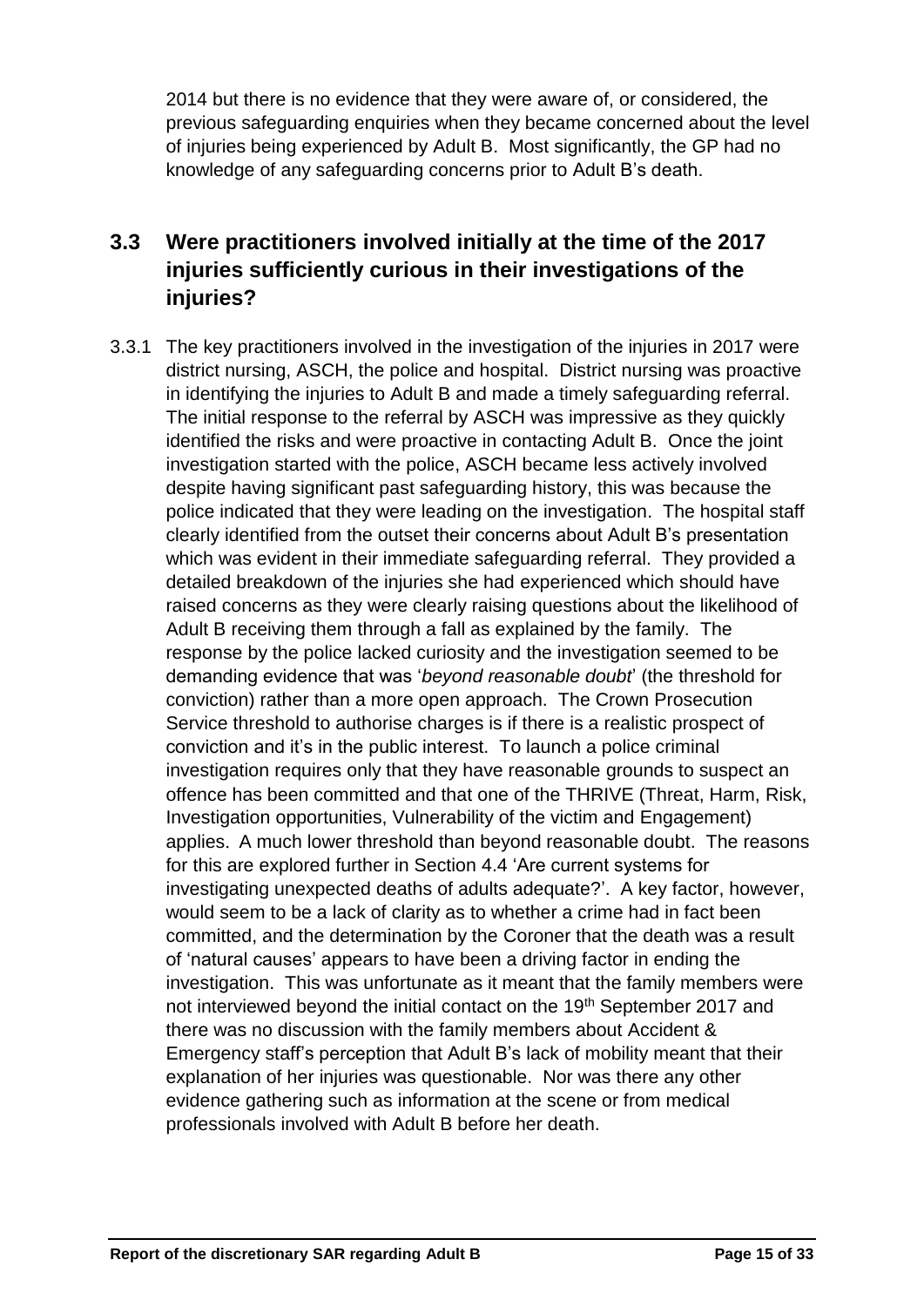2014 but there is no evidence that they were aware of, or considered, the previous safeguarding enquiries when they became concerned about the level of injuries being experienced by Adult B. Most significantly, the GP had no knowledge of any safeguarding concerns prior to Adult B's death.

## 3.3 Were practitioners involved initially at the time of the 2017 injuries sufficiently curious in their investigations of the injuries?

3.3.1 The key practitioners involved in the investigation of the injuries in 2017 were district nursing, ASCH, the police and hospital. District nursing was proactive in identifying the injuries to Adult B and made a timely safeguarding referral. The initial response to the referral by ASCH was impressive as they quickly identified the risks and were proactive in contacting Adult B. Once the joint investigation started with the police, ASCH became less actively involved despite having significant past safeguarding history, this was because the police indicated that they were leading on the investigation. The hospital staff clearly identified from the outset their concerns about Adult B's presentation which was evident in their immediate safeguarding referral. They provided a detailed breakdown of the injuries she had experienced which should have raised concerns as they were clearly raising questions about the likelihood of Adult B receiving them through a fall as explained by the family. The response by the police lacked curiosity and the investigation seemed to be demanding evidence that was '*beyond reasonable doubt*' (the threshold for conviction) rather than a more open approach. The Crown Prosecution Service threshold to authorise charges is if there is a realistic prospect of conviction and it's in the public interest. To launch a police criminal investigation requires only that they have reasonable grounds to suspect an offence has been committed and that one of the THRIVE (Threat, Harm, Risk, Investigation opportunities, Vulnerability of the victim and Engagement) applies. A much lower threshold than beyond reasonable doubt. The reasons for this are explored further in Section 4.4 'Are current systems for investigating unexpected deaths of adults adequate?'. A key factor, however, would seem to be a lack of clarity as to whether a crime had in fact been committed, and the determination by the Coroner that the death was a result of 'natural causes' appears to have been a driving factor in ending the investigation. This was unfortunate as it meant that the family members were not interviewed beyond the initial contact on the 19th September 2017 and there was no discussion with the family members about Accident & Emergency staff's perception that Adult B's lack of mobility meant that their explanation of her injuries was questionable. Nor was there any other evidence gathering such as information at the scene or from medical professionals involved with Adult B before her death.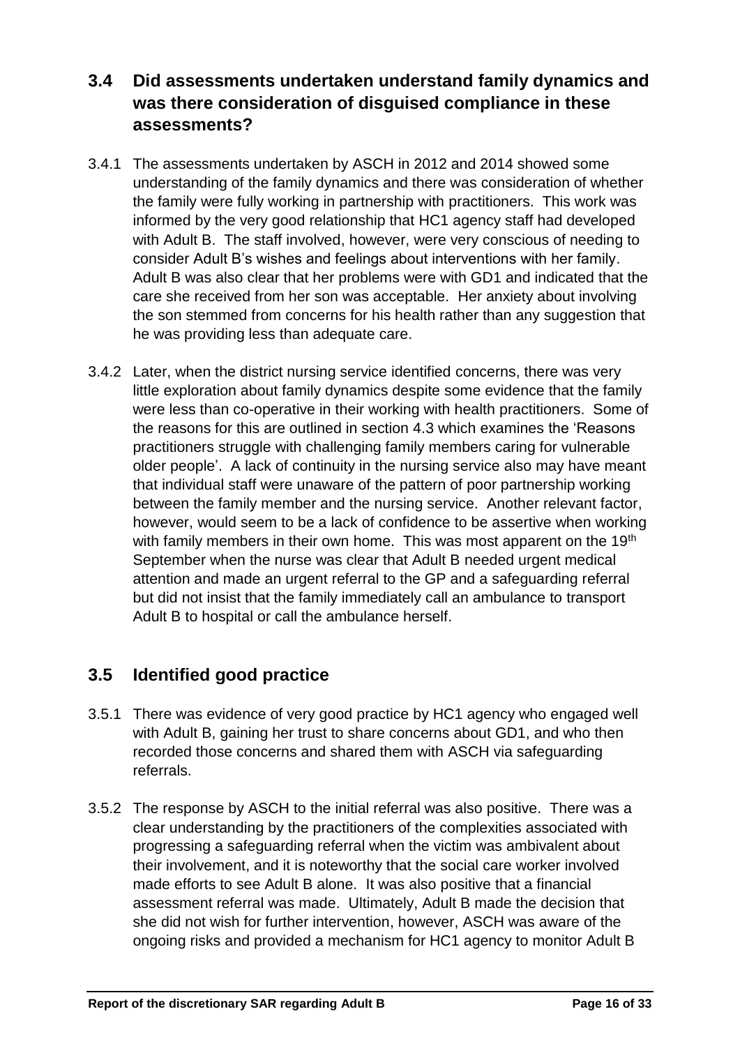## 3.4 Did assessments undertaken understand family dynamics and was there consideration of disguised compliance in these assessments?

3.4.1 The assessments undertaken by ASCH in 2012 and 2014 showed some understanding of the family dynamics and there was consideration of whether the family were fully working in partnership with practitioners. This work was informed by the very good relationship that HC1 agency staff had developed with Adult B. The staff involved, however, were very conscious of needing to consider Adult B's wishes and feelings about interventions with her family. Adult B was also clear that her problems were with GD1 and indicated that the care she received from her son was acceptable. Her anxiety about involving the son stemmed from concerns for his health rather than any suggestion that he was providing less than adequate care.

3.4.2 Later, when the district nursing service identified concerns, there was very little exploration about family dynamics despite some evidence that the family were less than co-operative in their working with health practitioners. Some of the reasons for this are outlined in section 4.3 which examines the 'Reasons practitioners struggle with challenging family members caring for vulnerable older people'. A lack of continuity in the nursing service also may have meant that individual staff were unaware of the pattern of poor partnership working between the family member and the nursing service. Another relevant factor, however, would seem to be a lack of confidence to be assertive when working with family members in their own home. This was most apparent on the 19th September when the nurse was clear that Adult B needed urgent medical attention and made an urgent referral to the GP and a safeguarding referral but did not insist that the family immediately call an ambulance to transport Adult B to hospital or call the ambulance herself.

## 3.5 Identified good practice

3.5.1 There was evidence of very good practice by HC1 agency who engaged well with Adult B, gaining her trust to share concerns about GD1, and who then recorded those concerns and shared them with ASCH via safeguarding referrals.

3.5.2 The response by ASCH to the initial referral was also positive. There was a clear understanding by the practitioners of the complexities associated with progressing a safeguarding referral when the victim was ambivalent about their involvement, and it is noteworthy that the social care worker involved made efforts to see Adult B alone. It was also positive that a financial assessment referral was made. Ultimately, Adult B made the decision that she did not wish for further intervention, however, ASCH was aware of the ongoing risks and provided a mechanism for HC1 agency to monitor Adult B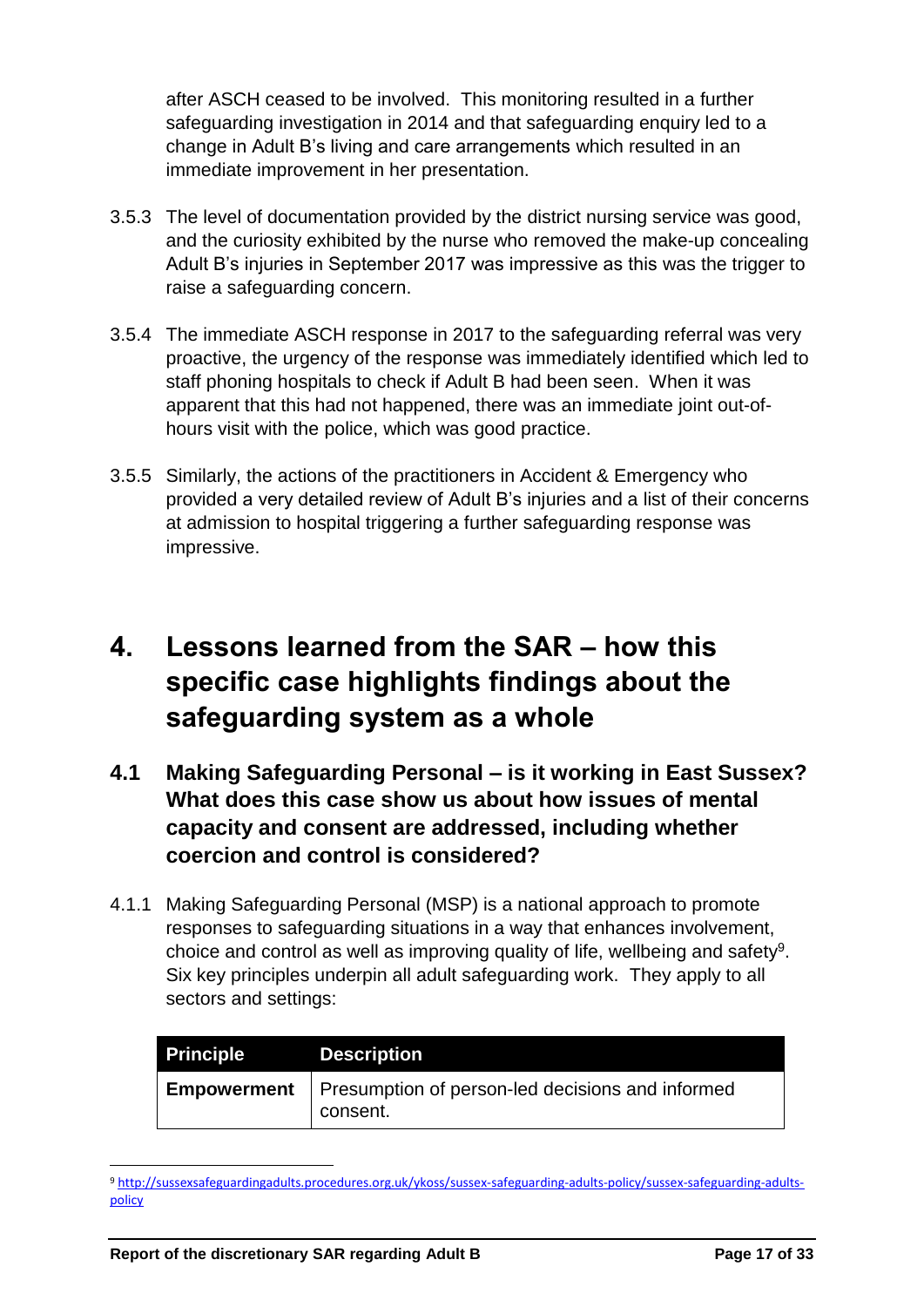after ASCH ceased to be involved. This monitoring resulted in a further safeguarding investigation in 2014 and that safeguarding enquiry led to a change in Adult B's living and care arrangements which resulted in an immediate improvement in her presentation.

3.5.3 The level of documentation provided by the district nursing service was good, and the curiosity exhibited by the nurse who removed the make-up concealing Adult B's injuries in September 2017 was impressive as this was the trigger to raise a safeguarding concern.

3.5.4 The immediate ASCH response in 2017 to the safeguarding referral was very proactive, the urgency of the response was immediately identified which led to staff phoning hospitals to check if Adult B had been seen. When it was apparent that this had not happened, there was an immediate joint out-of-hours visit with the police, which was good practice.

3.5.5 Similarly, the actions of the practitioners in Accident & Emergency who provided a very detailed review of Adult B's injuries and a list of their concerns at admission to hospital triggering a further safeguarding response was impressive.

# 4. Lessons learned from the SAR – how this specific case highlights findings about the safeguarding system as a whole

## 4.1 Making Safeguarding Personal – is it working in East Sussex? What does this case show us about how issues of mental capacity and consent are addressed, including whether coercion and control is considered?

4.1.1 Making Safeguarding Personal (MSP) is a national approach to promote responses to safeguarding situations in a way that enhances involvement, choice and control as well as improving quality of life, wellbeing and safety[9]. Six key principles underpin all adult safeguarding work. They apply to all sectors and settings:

| Principle | Description |
| --- | --- |
| **Empowerment** | Presumption of person-led decisions and informed consent. |

[9] http://sussexsafeguardingadults.procedures.org.uk/ykoss/sussex-safeguarding-adults-policy/sussex-safeguarding-adults-policy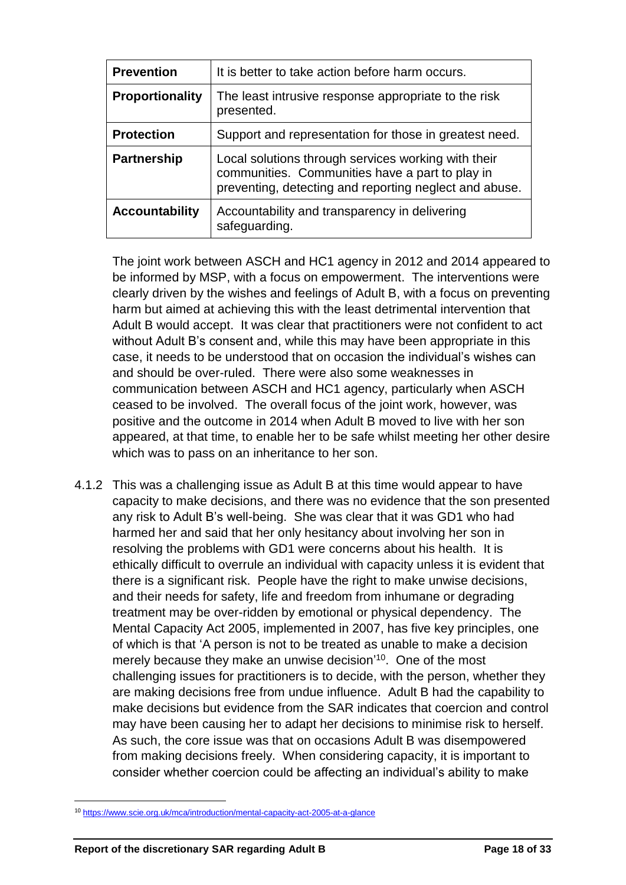| Prevention | It is better to take action before harm occurs. |
|---|---|
| **Proportionality** | The least intrusive response appropriate to the risk presented. |
| **Protection** | Support and representation for those in greatest need. |
| **Partnership** | Local solutions through services working with their communities. Communities have a part to play in preventing, detecting and reporting neglect and abuse. |
| **Accountability** | Accountability and transparency in delivering safeguarding. |

The joint work between ASCH and HC1 agency in 2012 and 2014 appeared to be informed by MSP, with a focus on empowerment. The interventions were clearly driven by the wishes and feelings of Adult B, with a focus on preventing harm but aimed at achieving this with the least detrimental intervention that Adult B would accept. It was clear that practitioners were not confident to act without Adult B's consent and, while this may have been appropriate in this case, it needs to be understood that on occasion the individual's wishes can and should be over-ruled. There were also some weaknesses in communication between ASCH and HC1 agency, particularly when ASCH ceased to be involved. The overall focus of the joint work, however, was positive and the outcome in 2014 when Adult B moved to live with her son appeared, at that time, to enable her to be safe whilst meeting her other desire which was to pass on an inheritance to her son.

4.1.2 This was a challenging issue as Adult B at this time would appear to have capacity to make decisions, and there was no evidence that the son presented any risk to Adult B's well-being. She was clear that it was GD1 who had harmed her and said that her only hesitancy about involving her son in resolving the problems with GD1 were concerns about his health. It is ethically difficult to overrule an individual with capacity unless it is evident that there is a significant risk. People have the right to make unwise decisions, and their needs for safety, life and freedom from inhumane or degrading treatment may be over-ridden by emotional or physical dependency. The Mental Capacity Act 2005, implemented in 2007, has five key principles, one of which is that 'A person is not to be treated as unable to make a decision merely because they make an unwise decision'[10]. One of the most challenging issues for practitioners is to decide, with the person, whether they are making decisions free from undue influence. Adult B had the capability to make decisions but evidence from the SAR indicates that coercion and control may have been causing her to adapt her decisions to minimise risk to herself. As such, the core issue was that on occasions Adult B was disempowered from making decisions freely. When considering capacity, it is important to consider whether coercion could be affecting an individual's ability to make

[10] https://www.scie.org.uk/mca/introduction/mental-capacity-act-2005-at-a-glance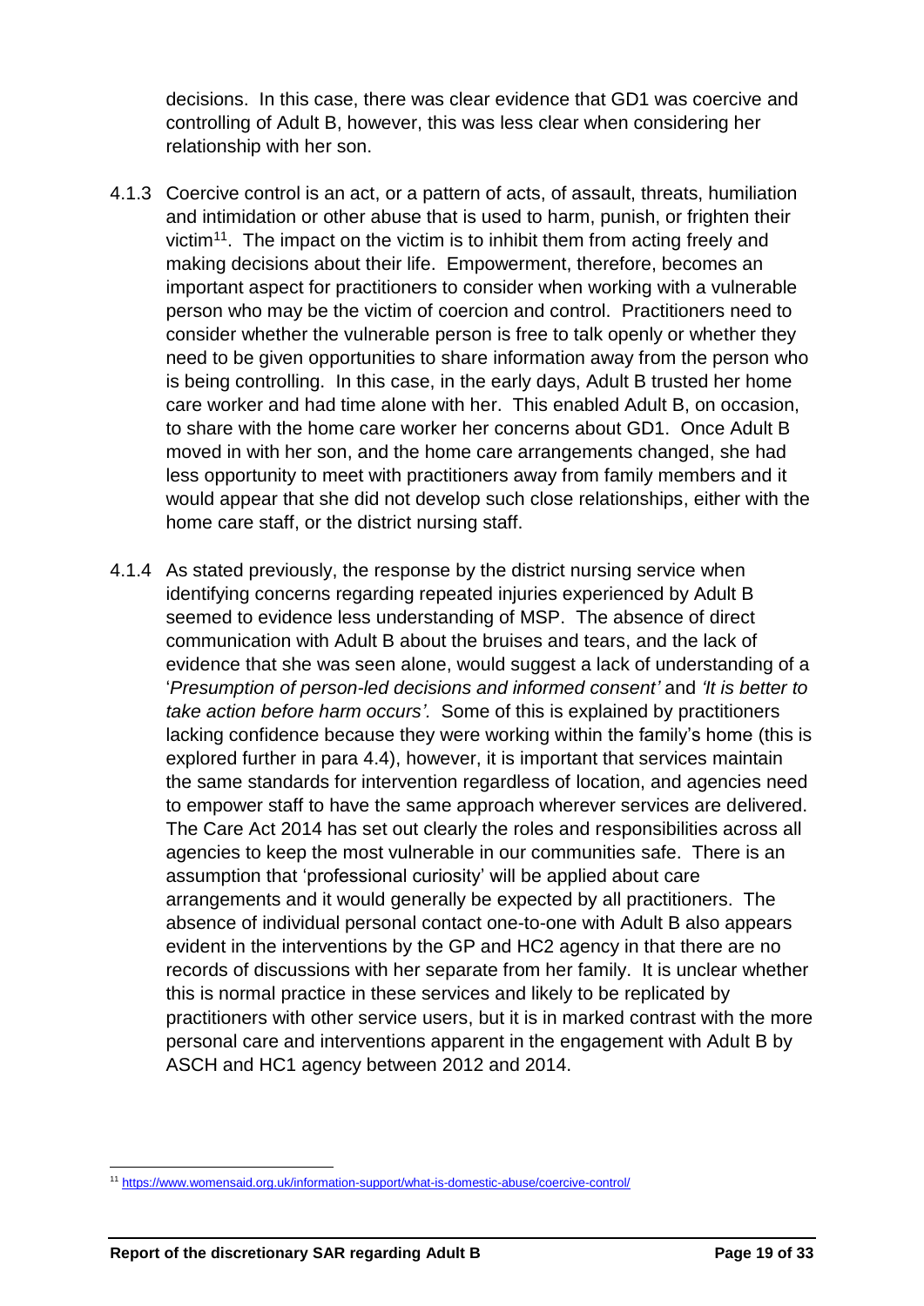decisions. In this case, there was clear evidence that GD1 was coercive and controlling of Adult B, however, this was less clear when considering her relationship with her son.

4.1.3 Coercive control is an act, or a pattern of acts, of assault, threats, humiliation and intimidation or other abuse that is used to harm, punish, or frighten their victim[11]. The impact on the victim is to inhibit them from acting freely and making decisions about their life. Empowerment, therefore, becomes an important aspect for practitioners to consider when working with a vulnerable person who may be the victim of coercion and control. Practitioners need to consider whether the vulnerable person is free to talk openly or whether they need to be given opportunities to share information away from the person who is being controlling. In this case, in the early days, Adult B trusted her home care worker and had time alone with her. This enabled Adult B, on occasion, to share with the home care worker her concerns about GD1. Once Adult B moved in with her son, and the home care arrangements changed, she had less opportunity to meet with practitioners away from family members and it would appear that she did not develop such close relationships, either with the home care staff, or the district nursing staff.

4.1.4 As stated previously, the response by the district nursing service when identifying concerns regarding repeated injuries experienced by Adult B seemed to evidence less understanding of MSP. The absence of direct communication with Adult B about the bruises and tears, and the lack of evidence that she was seen alone, would suggest a lack of understanding of a '*Presumption of person-led decisions and informed consent'* and *'It is better to take action before harm occurs'*. Some of this is explained by practitioners lacking confidence because they were working within the family's home (this is explored further in para 4.4), however, it is important that services maintain the same standards for intervention regardless of location, and agencies need to empower staff to have the same approach wherever services are delivered. The Care Act 2014 has set out clearly the roles and responsibilities across all agencies to keep the most vulnerable in our communities safe. There is an assumption that 'professional curiosity' will be applied about care arrangements and it would generally be expected by all practitioners. The absence of individual personal contact one-to-one with Adult B also appears evident in the interventions by the GP and HC2 agency in that there are no records of discussions with her separate from her family. It is unclear whether this is normal practice in these services and likely to be replicated by practitioners with other service users, but it is in marked contrast with the more personal care and interventions apparent in the engagement with Adult B by ASCH and HC1 agency between 2012 and 2014.

[11] https://www.womensaid.org.uk/information-support/what-is-domestic-abuse/coercive-control/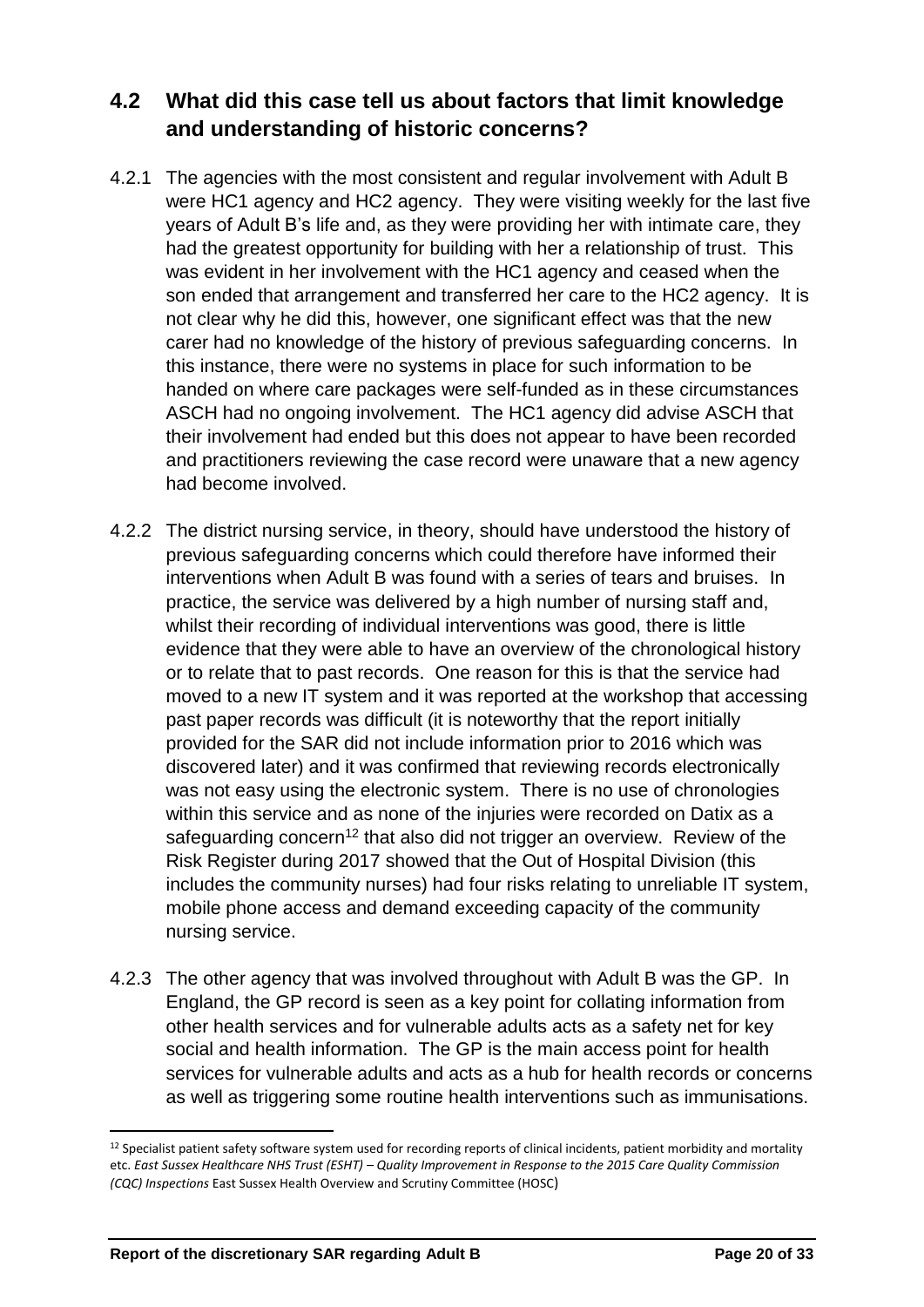## 4.2 What did this case tell us about factors that limit knowledge and understanding of historic concerns?

4.2.1 The agencies with the most consistent and regular involvement with Adult B were HC1 agency and HC2 agency. They were visiting weekly for the last five years of Adult B's life and, as they were providing her with intimate care, they had the greatest opportunity for building with her a relationship of trust. This was evident in her involvement with the HC1 agency and ceased when the son ended that arrangement and transferred her care to the HC2 agency. It is not clear why he did this, however, one significant effect was that the new carer had no knowledge of the history of previous safeguarding concerns. In this instance, there were no systems in place for such information to be handed on where care packages were self-funded as in these circumstances ASCH had no ongoing involvement. The HC1 agency did advise ASCH that their involvement had ended but this does not appear to have been recorded and practitioners reviewing the case record were unaware that a new agency had become involved.

4.2.2 The district nursing service, in theory, should have understood the history of previous safeguarding concerns which could therefore have informed their interventions when Adult B was found with a series of tears and bruises. In practice, the service was delivered by a high number of nursing staff and, whilst their recording of individual interventions was good, there is little evidence that they were able to have an overview of the chronological history or to relate that to past records. One reason for this is that the service had moved to a new IT system and it was reported at the workshop that accessing past paper records was difficult (it is noteworthy that the report initially provided for the SAR did not include information prior to 2016 which was discovered later) and it was confirmed that reviewing records electronically was not easy using the electronic system. There is no use of chronologies within this service and as none of the injuries were recorded on Datix as a safeguarding concern[12] that also did not trigger an overview. Review of the Risk Register during 2017 showed that the Out of Hospital Division (this includes the community nurses) had four risks relating to unreliable IT system, mobile phone access and demand exceeding capacity of the community nursing service.

4.2.3 The other agency that was involved throughout with Adult B was the GP. In England, the GP record is seen as a key point for collating information from other health services and for vulnerable adults acts as a safety net for key social and health information. The GP is the main access point for health services for vulnerable adults and acts as a hub for health records or concerns as well as triggering some routine health interventions such as immunisations.

[12] Specialist patient safety software system used for recording reports of clinical incidents, patient morbidity and mortality etc. *East Sussex Healthcare NHS Trust (ESHT) – Quality Improvement in Response to the 2015 Care Quality Commission (CQC) Inspections* East Sussex Health Overview and Scrutiny Committee (HOSC)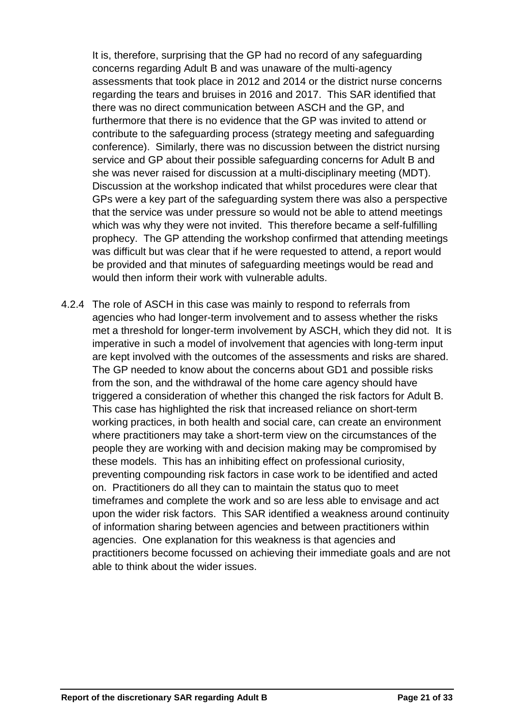It is, therefore, surprising that the GP had no record of any safeguarding concerns regarding Adult B and was unaware of the multi-agency assessments that took place in 2012 and 2014 or the district nurse concerns regarding the tears and bruises in 2016 and 2017. This SAR identified that there was no direct communication between ASCH and the GP, and furthermore that there is no evidence that the GP was invited to attend or contribute to the safeguarding process (strategy meeting and safeguarding conference). Similarly, there was no discussion between the district nursing service and GP about their possible safeguarding concerns for Adult B and she was never raised for discussion at a multi-disciplinary meeting (MDT). Discussion at the workshop indicated that whilst procedures were clear that GPs were a key part of the safeguarding system there was also a perspective that the service was under pressure so would not be able to attend meetings which was why they were not invited. This therefore became a self-fulfilling prophecy. The GP attending the workshop confirmed that attending meetings was difficult but was clear that if he were requested to attend, a report would be provided and that minutes of safeguarding meetings would be read and would then inform their work with vulnerable adults.

4.2.4 The role of ASCH in this case was mainly to respond to referrals from agencies who had longer-term involvement and to assess whether the risks met a threshold for longer-term involvement by ASCH, which they did not. It is imperative in such a model of involvement that agencies with long-term input are kept involved with the outcomes of the assessments and risks are shared. The GP needed to know about the concerns about GD1 and possible risks from the son, and the withdrawal of the home care agency should have triggered a consideration of whether this changed the risk factors for Adult B. This case has highlighted the risk that increased reliance on short-term working practices, in both health and social care, can create an environment where practitioners may take a short-term view on the circumstances of the people they are working with and decision making may be compromised by these models. This has an inhibiting effect on professional curiosity, preventing compounding risk factors in case work to be identified and acted on. Practitioners do all they can to maintain the status quo to meet timeframes and complete the work and so are less able to envisage and act upon the wider risk factors. This SAR identified a weakness around continuity of information sharing between agencies and between practitioners within agencies. One explanation for this weakness is that agencies and practitioners become focussed on achieving their immediate goals and are not able to think about the wider issues.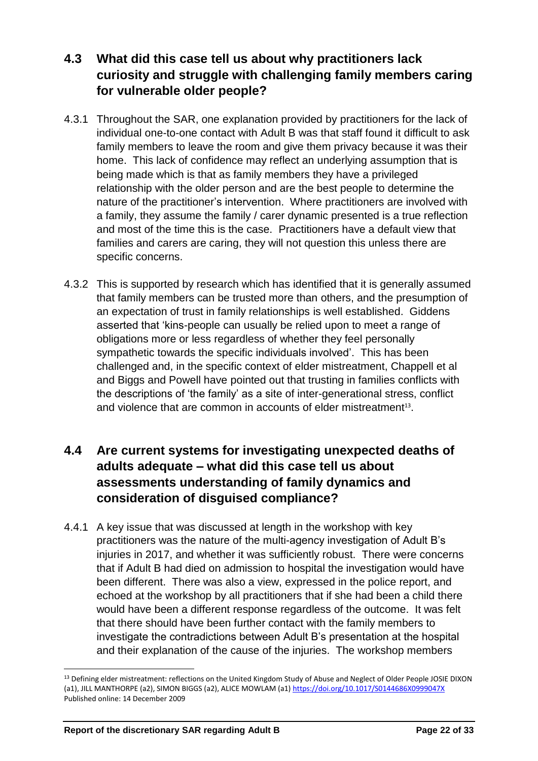## 4.3 What did this case tell us about why practitioners lack curiosity and struggle with challenging family members caring for vulnerable older people?

4.3.1 Throughout the SAR, one explanation provided by practitioners for the lack of individual one-to-one contact with Adult B was that staff found it difficult to ask family members to leave the room and give them privacy because it was their home. This lack of confidence may reflect an underlying assumption that is being made which is that as family members they have a privileged relationship with the older person and are the best people to determine the nature of the practitioner's intervention. Where practitioners are involved with a family, they assume the family / carer dynamic presented is a true reflection and most of the time this is the case. Practitioners have a default view that families and carers are caring, they will not question this unless there are specific concerns.

4.3.2 This is supported by research which has identified that it is generally assumed that family members can be trusted more than others, and the presumption of an expectation of trust in family relationships is well established. Giddens asserted that 'kins-people can usually be relied upon to meet a range of obligations more or less regardless of whether they feel personally sympathetic towards the specific individuals involved'. This has been challenged and, in the specific context of elder mistreatment, Chappell et al and Biggs and Powell have pointed out that trusting in families conflicts with the descriptions of 'the family' as a site of inter-generational stress, conflict and violence that are common in accounts of elder mistreatment[13].

## 4.4 Are current systems for investigating unexpected deaths of adults adequate – what did this case tell us about assessments understanding of family dynamics and consideration of disguised compliance?

4.4.1 A key issue that was discussed at length in the workshop with key practitioners was the nature of the multi-agency investigation of Adult B's injuries in 2017, and whether it was sufficiently robust. There were concerns that if Adult B had died on admission to hospital the investigation would have been different. There was also a view, expressed in the police report, and echoed at the workshop by all practitioners that if she had been a child there would have been a different response regardless of the outcome. It was felt that there should have been further contact with the family members to investigate the contradictions between Adult B's presentation at the hospital and their explanation of the cause of the injuries. The workshop members

---

[13] Defining elder mistreatment: reflections on the United Kingdom Study of Abuse and Neglect of Older People JOSIE DIXON (a1), JILL MANTHORPE (a2), SIMON BIGGS (a2), ALICE MOWLAM (a1) https://doi.org/10.1017/S0144686X0999047X Published online: 14 December 2009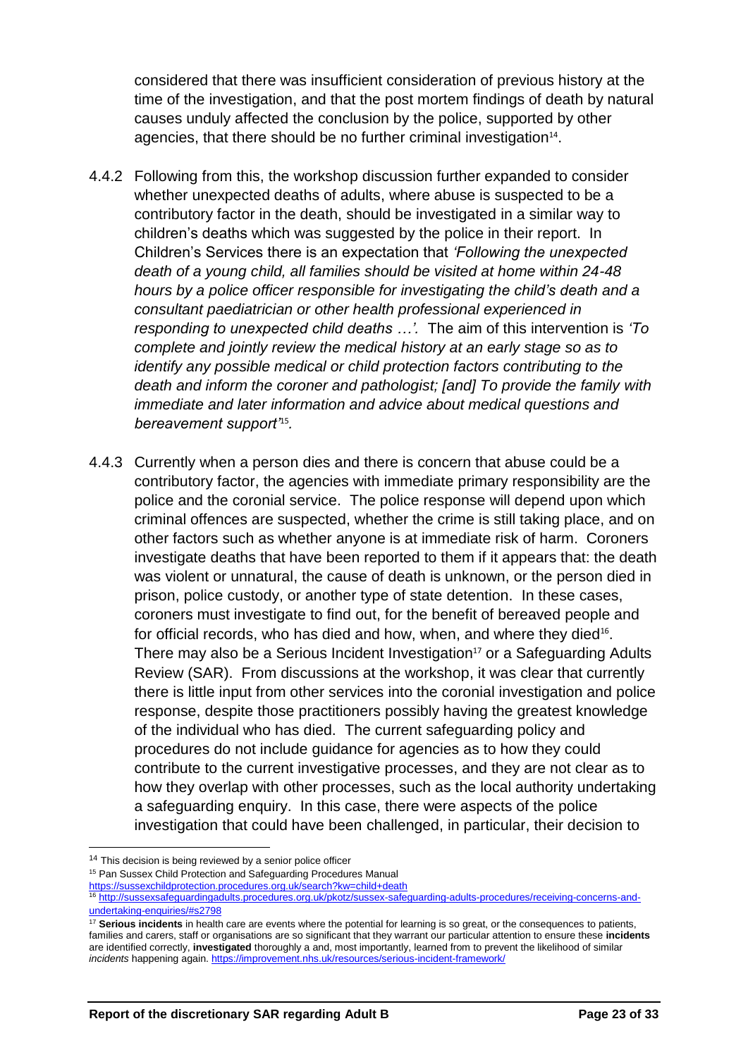considered that there was insufficient consideration of previous history at the time of the investigation, and that the post mortem findings of death by natural causes unduly affected the conclusion by the police, supported by other agencies, that there should be no further criminal investigation[14].

4.4.2 Following from this, the workshop discussion further expanded to consider whether unexpected deaths of adults, where abuse is suspected to be a contributory factor in the death, should be investigated in a similar way to children's deaths which was suggested by the police in their report. In Children's Services there is an expectation that *'Following the unexpected death of a young child, all families should be visited at home within 24-48 hours by a police officer responsible for investigating the child's death and a consultant paediatrician or other health professional experienced in responding to unexpected child deaths …'.* The aim of this intervention is *'To complete and jointly review the medical history at an early stage so as to identify any possible medical or child protection factors contributing to the death and inform the coroner and pathologist; [and] To provide the family with immediate and later information and advice about medical questions and bereavement support'*[15].

4.4.3 Currently when a person dies and there is concern that abuse could be a contributory factor, the agencies with immediate primary responsibility are the police and the coronial service. The police response will depend upon which criminal offences are suspected, whether the crime is still taking place, and on other factors such as whether anyone is at immediate risk of harm. Coroners investigate deaths that have been reported to them if it appears that: the death was violent or unnatural, the cause of death is unknown, or the person died in prison, police custody, or another type of state detention. In these cases, coroners must investigate to find out, for the benefit of bereaved people and for official records, who has died and how, when, and where they died[16]. There may also be a Serious Incident Investigation[17] or a Safeguarding Adults Review (SAR). From discussions at the workshop, it was clear that currently there is little input from other services into the coronial investigation and police response, despite those practitioners possibly having the greatest knowledge of the individual who has died. The current safeguarding policy and procedures do not include guidance for agencies as to how they could contribute to the current investigative processes, and they are not clear as to how they overlap with other processes, such as the local authority undertaking a safeguarding enquiry. In this case, there were aspects of the police investigation that could have been challenged, in particular, their decision to

---

[14] This decision is being reviewed by a senior police officer

[15] Pan Sussex Child Protection and Safeguarding Procedures Manual https://sussexchildprotection.procedures.org.uk/search?kw=child+death

[16] http://sussexsafeguardingadults.procedures.org.uk/pkotz/sussex-safeguarding-adults-procedures/receiving-concerns-and-undertaking-enquiries/#s2798

[17] **Serious incidents** in health care are events where the potential for learning is so great, or the consequences to patients, families and carers, staff or organisations are so significant that they warrant our particular attention to ensure these **incidents** are identified correctly, **investigated** thoroughly a and, most importantly, learned from to prevent the likelihood of similar *incidents* happening again. https://improvement.nhs.uk/resources/serious-incident-framework/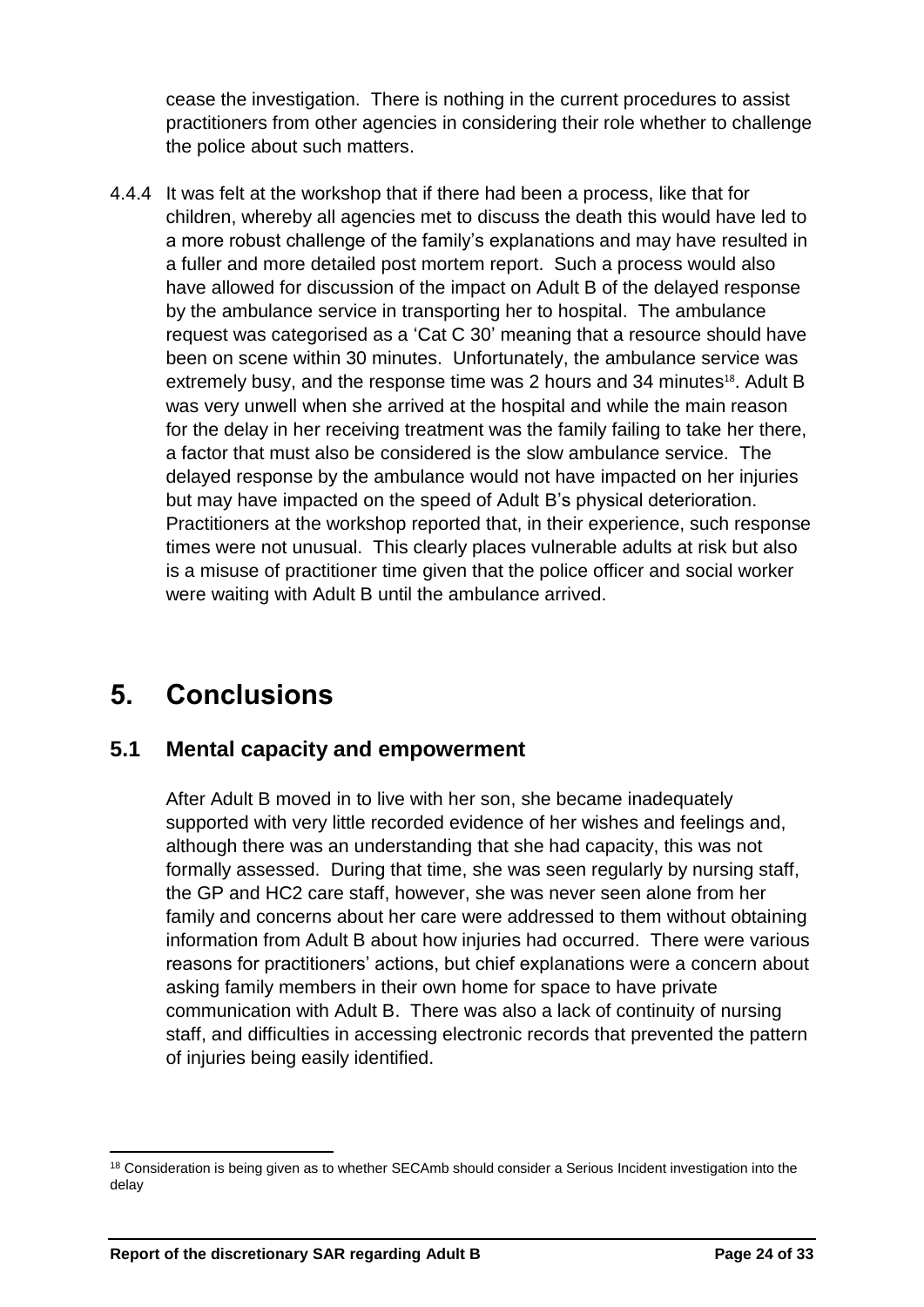cease the investigation. There is nothing in the current procedures to assist practitioners from other agencies in considering their role whether to challenge the police about such matters.

4.4.4 It was felt at the workshop that if there had been a process, like that for children, whereby all agencies met to discuss the death this would have led to a more robust challenge of the family's explanations and may have resulted in a fuller and more detailed post mortem report. Such a process would also have allowed for discussion of the impact on Adult B of the delayed response by the ambulance service in transporting her to hospital. The ambulance request was categorised as a 'Cat C 30' meaning that a resource should have been on scene within 30 minutes. Unfortunately, the ambulance service was extremely busy, and the response time was 2 hours and 34 minutes[18]. Adult B was very unwell when she arrived at the hospital and while the main reason for the delay in her receiving treatment was the family failing to take her there, a factor that must also be considered is the slow ambulance service. The delayed response by the ambulance would not have impacted on her injuries but may have impacted on the speed of Adult B's physical deterioration. Practitioners at the workshop reported that, in their experience, such response times were not unusual. This clearly places vulnerable adults at risk but also is a misuse of practitioner time given that the police officer and social worker were waiting with Adult B until the ambulance arrived.

# 5. Conclusions

## 5.1 Mental capacity and empowerment

After Adult B moved in to live with her son, she became inadequately supported with very little recorded evidence of her wishes and feelings and, although there was an understanding that she had capacity, this was not formally assessed. During that time, she was seen regularly by nursing staff, the GP and HC2 care staff, however, she was never seen alone from her family and concerns about her care were addressed to them without obtaining information from Adult B about how injuries had occurred. There were various reasons for practitioners' actions, but chief explanations were a concern about asking family members in their own home for space to have private communication with Adult B. There was also a lack of continuity of nursing staff, and difficulties in accessing electronic records that prevented the pattern of injuries being easily identified.

[18] Consideration is being given as to whether SECAmb should consider a Serious Incident investigation into the delay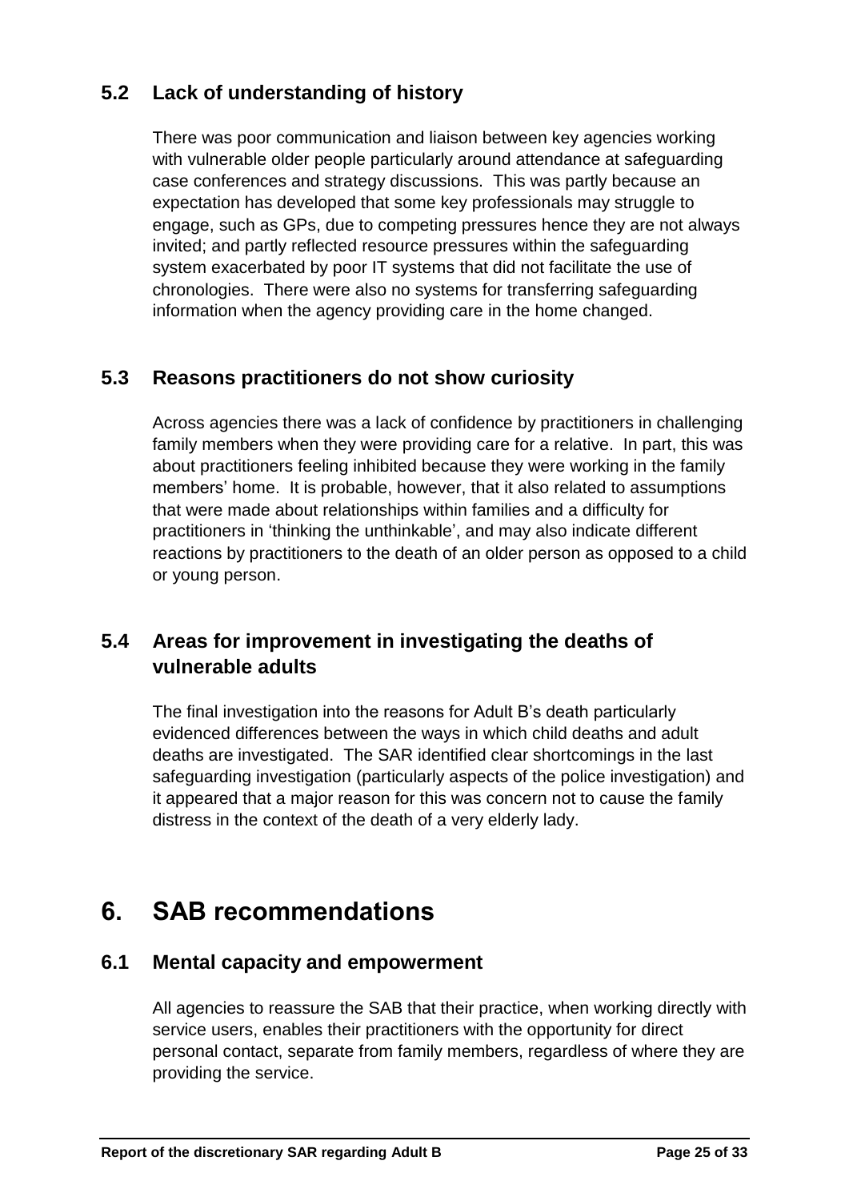### 5.2 Lack of understanding of history

There was poor communication and liaison between key agencies working with vulnerable older people particularly around attendance at safeguarding case conferences and strategy discussions. This was partly because an expectation has developed that some key professionals may struggle to engage, such as GPs, due to competing pressures hence they are not always invited; and partly reflected resource pressures within the safeguarding system exacerbated by poor IT systems that did not facilitate the use of chronologies. There were also no systems for transferring safeguarding information when the agency providing care in the home changed.

### 5.3 Reasons practitioners do not show curiosity

Across agencies there was a lack of confidence by practitioners in challenging family members when they were providing care for a relative. In part, this was about practitioners feeling inhibited because they were working in the family members' home. It is probable, however, that it also related to assumptions that were made about relationships within families and a difficulty for practitioners in 'thinking the unthinkable', and may also indicate different reactions by practitioners to the death of an older person as opposed to a child or young person.

### 5.4 Areas for improvement in investigating the deaths of vulnerable adults

The final investigation into the reasons for Adult B's death particularly evidenced differences between the ways in which child deaths and adult deaths are investigated. The SAR identified clear shortcomings in the last safeguarding investigation (particularly aspects of the police investigation) and it appeared that a major reason for this was concern not to cause the family distress in the context of the death of a very elderly lady.

## 6. SAB recommendations

### 6.1 Mental capacity and empowerment

All agencies to reassure the SAB that their practice, when working directly with service users, enables their practitioners with the opportunity for direct personal contact, separate from family members, regardless of where they are providing the service.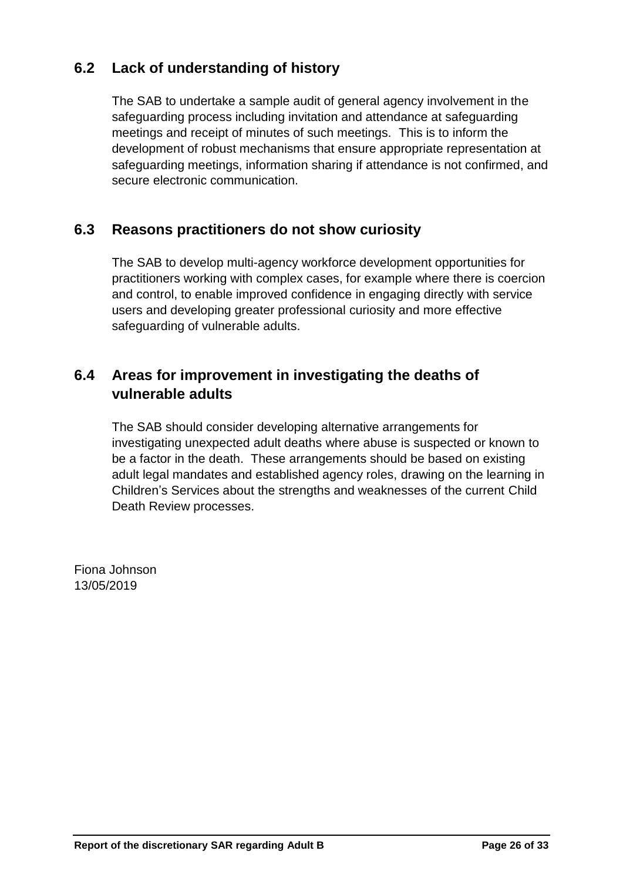## 6.2 Lack of understanding of history

The SAB to undertake a sample audit of general agency involvement in the safeguarding process including invitation and attendance at safeguarding meetings and receipt of minutes of such meetings. This is to inform the development of robust mechanisms that ensure appropriate representation at safeguarding meetings, information sharing if attendance is not confirmed, and secure electronic communication.

## 6.3 Reasons practitioners do not show curiosity

The SAB to develop multi-agency workforce development opportunities for practitioners working with complex cases, for example where there is coercion and control, to enable improved confidence in engaging directly with service users and developing greater professional curiosity and more effective safeguarding of vulnerable adults.

## 6.4 Areas for improvement in investigating the deaths of vulnerable adults

The SAB should consider developing alternative arrangements for investigating unexpected adult deaths where abuse is suspected or known to be a factor in the death. These arrangements should be based on existing adult legal mandates and established agency roles, drawing on the learning in Children's Services about the strengths and weaknesses of the current Child Death Review processes.

Fiona Johnson
13/05/2019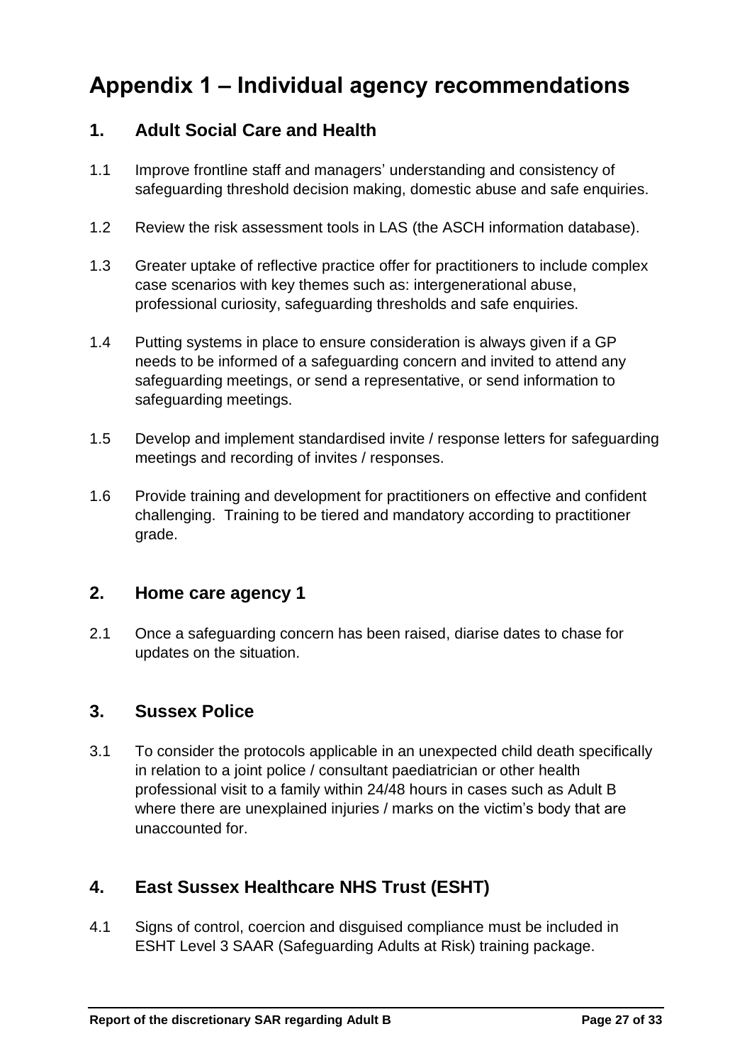# Appendix 1 – Individual agency recommendations

## 1. Adult Social Care and Health

1.1 Improve frontline staff and managers' understanding and consistency of safeguarding threshold decision making, domestic abuse and safe enquiries.

1.2 Review the risk assessment tools in LAS (the ASCH information database).

1.3 Greater uptake of reflective practice offer for practitioners to include complex case scenarios with key themes such as: intergenerational abuse, professional curiosity, safeguarding thresholds and safe enquiries.

1.4 Putting systems in place to ensure consideration is always given if a GP needs to be informed of a safeguarding concern and invited to attend any safeguarding meetings, or send a representative, or send information to safeguarding meetings.

1.5 Develop and implement standardised invite / response letters for safeguarding meetings and recording of invites / responses.

1.6 Provide training and development for practitioners on effective and confident challenging. Training to be tiered and mandatory according to practitioner grade.

## 2. Home care agency 1

2.1 Once a safeguarding concern has been raised, diarise dates to chase for updates on the situation.

## 3. Sussex Police

3.1 To consider the protocols applicable in an unexpected child death specifically in relation to a joint police / consultant paediatrician or other health professional visit to a family within 24/48 hours in cases such as Adult B where there are unexplained injuries / marks on the victim's body that are unaccounted for.

## 4. East Sussex Healthcare NHS Trust (ESHT)

4.1 Signs of control, coercion and disguised compliance must be included in ESHT Level 3 SAAR (Safeguarding Adults at Risk) training package.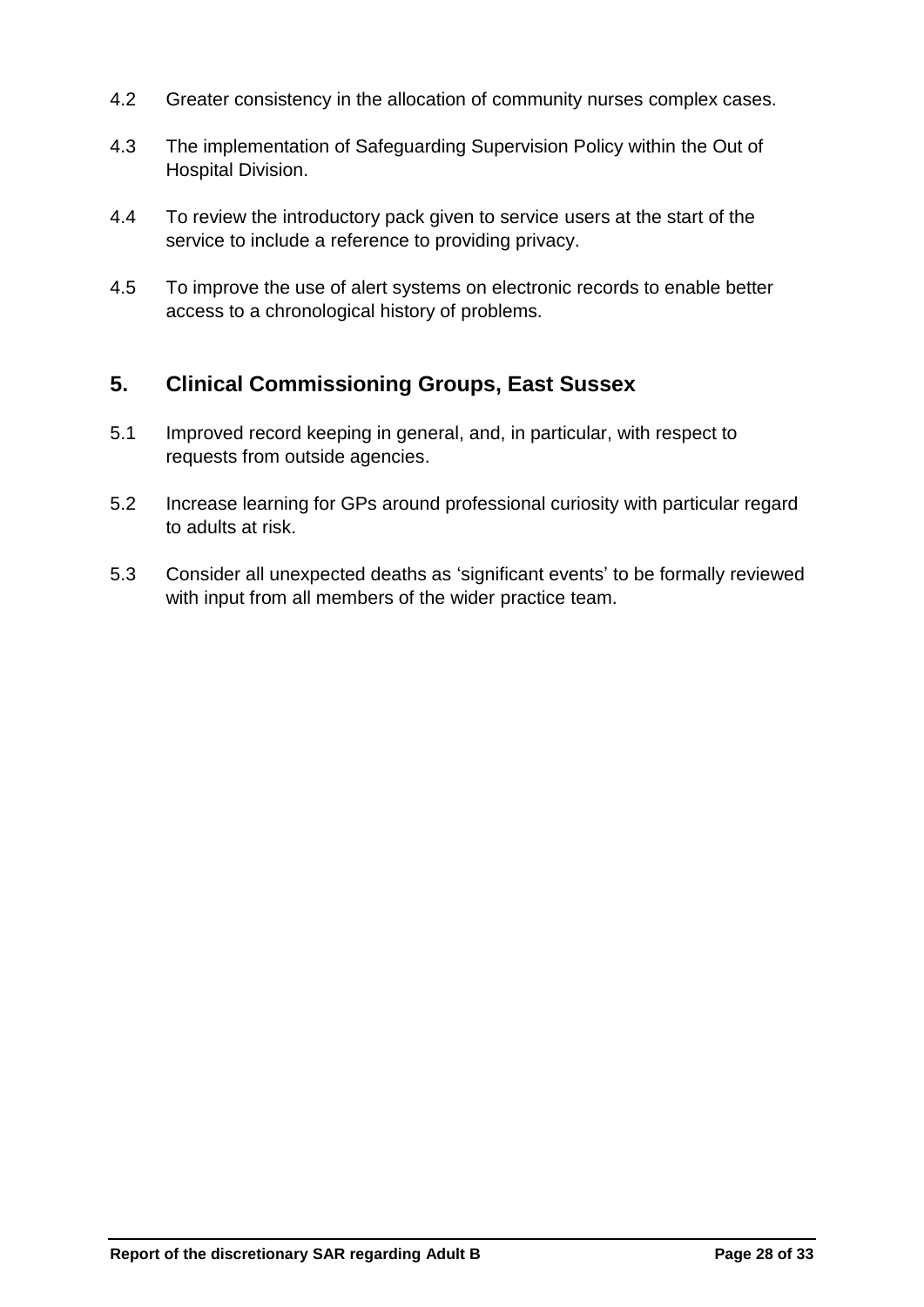4.2 Greater consistency in the allocation of community nurses complex cases.

4.3 The implementation of Safeguarding Supervision Policy within the Out of Hospital Division.

4.4 To review the introductory pack given to service users at the start of the service to include a reference to providing privacy.

4.5 To improve the use of alert systems on electronic records to enable better access to a chronological history of problems.

## 5. Clinical Commissioning Groups, East Sussex

5.1 Improved record keeping in general, and, in particular, with respect to requests from outside agencies.

5.2 Increase learning for GPs around professional curiosity with particular regard to adults at risk.

5.3 Consider all unexpected deaths as 'significant events' to be formally reviewed with input from all members of the wider practice team.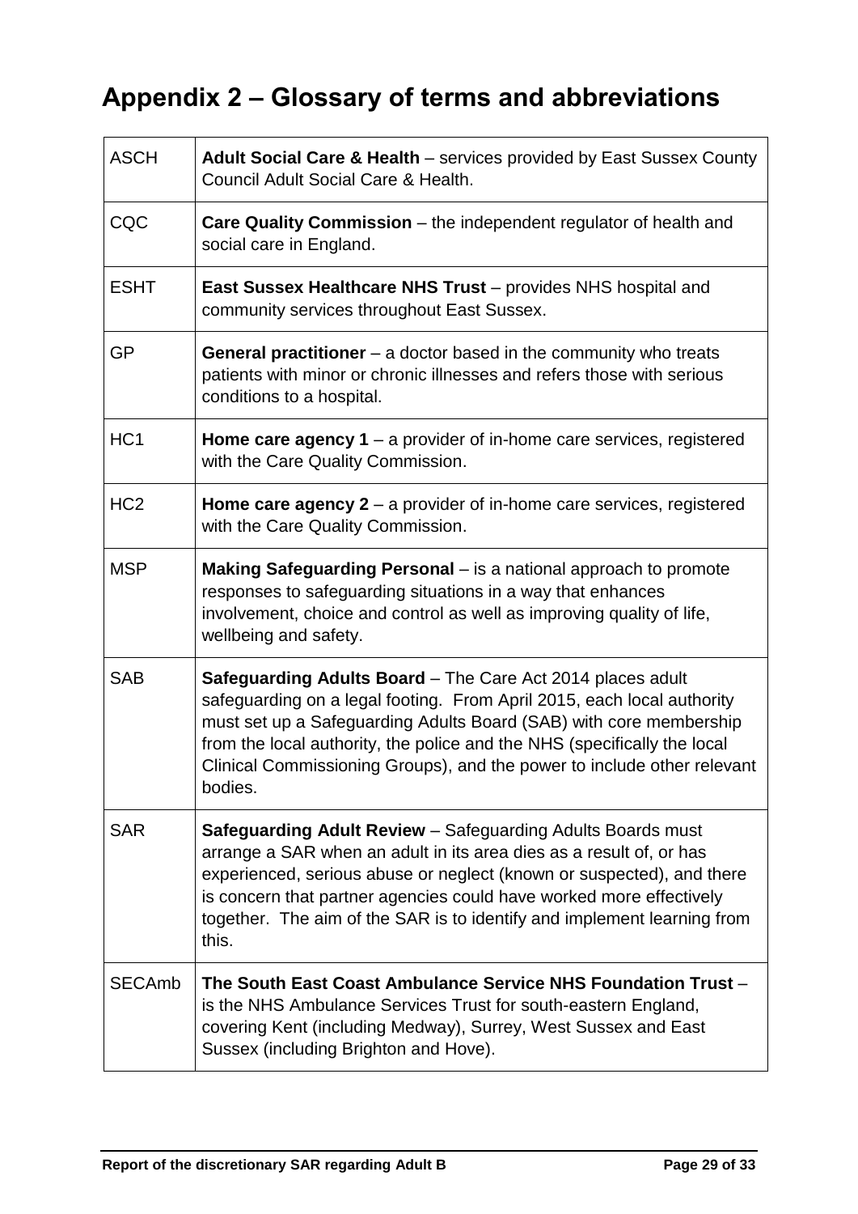# Appendix 2 – Glossary of terms and abbreviations

| | |
|---|---|
| ASCH | **Adult Social Care & Health** – services provided by East Sussex County Council Adult Social Care & Health. |
| CQC | **Care Quality Commission** – the independent regulator of health and social care in England. |
| ESHT | **East Sussex Healthcare NHS Trust** – provides NHS hospital and community services throughout East Sussex. |
| GP | **General practitioner** – a doctor based in the community who treats patients with minor or chronic illnesses and refers those with serious conditions to a hospital. |
| HC1 | **Home care agency 1** – a provider of in-home care services, registered with the Care Quality Commission. |
| HC2 | **Home care agency 2** – a provider of in-home care services, registered with the Care Quality Commission. |
| MSP | **Making Safeguarding Personal** – is a national approach to promote responses to safeguarding situations in a way that enhances involvement, choice and control as well as improving quality of life, wellbeing and safety. |
| SAB | **Safeguarding Adults Board** – The Care Act 2014 places adult safeguarding on a legal footing. From April 2015, each local authority must set up a Safeguarding Adults Board (SAB) with core membership from the local authority, the police and the NHS (specifically the local Clinical Commissioning Groups), and the power to include other relevant bodies. |
| SAR | **Safeguarding Adult Review** – Safeguarding Adults Boards must arrange a SAR when an adult in its area dies as a result of, or has experienced, serious abuse or neglect (known or suspected), and there is concern that partner agencies could have worked more effectively together. The aim of the SAR is to identify and implement learning from this. |
| SECAmb | **The South East Coast Ambulance Service NHS Foundation Trust** – is the NHS Ambulance Services Trust for south-eastern England, covering Kent (including Medway), Surrey, West Sussex and East Sussex (including Brighton and Hove). |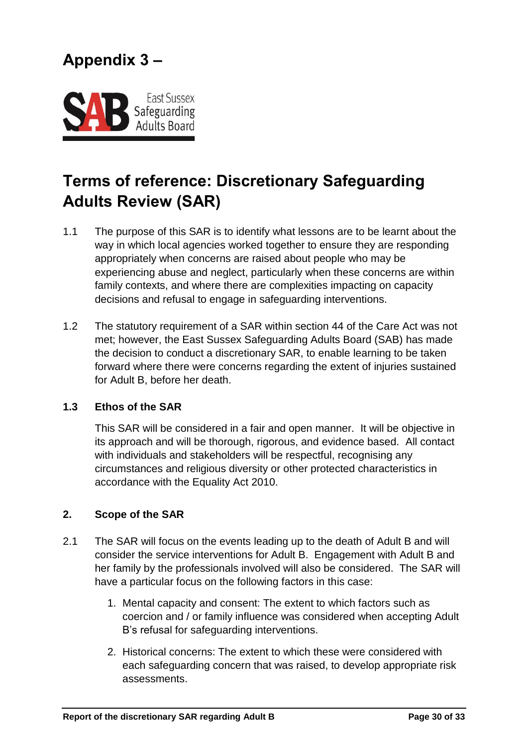# Appendix 3 –

East Sussex Safeguarding Adults Board

## Terms of reference: Discretionary Safeguarding Adults Review (SAR)

1.1 The purpose of this SAR is to identify what lessons are to be learnt about the way in which local agencies worked together to ensure they are responding appropriately when concerns are raised about people who may be experiencing abuse and neglect, particularly when these concerns are within family contexts, and where there are complexities impacting on capacity decisions and refusal to engage in safeguarding interventions.

1.2 The statutory requirement of a SAR within section 44 of the Care Act was not met; however, the East Sussex Safeguarding Adults Board (SAB) has made the decision to conduct a discretionary SAR, to enable learning to be taken forward where there were concerns regarding the extent of injuries sustained for Adult B, before her death.

**1.3 Ethos of the SAR**

This SAR will be considered in a fair and open manner. It will be objective in its approach and will be thorough, rigorous, and evidence based. All contact with individuals and stakeholders will be respectful, recognising any circumstances and religious diversity or other protected characteristics in accordance with the Equality Act 2010.

**2. Scope of the SAR**

2.1 The SAR will focus on the events leading up to the death of Adult B and will consider the service interventions for Adult B. Engagement with Adult B and her family by the professionals involved will also be considered. The SAR will have a particular focus on the following factors in this case:

1. Mental capacity and consent: The extent to which factors such as coercion and / or family influence was considered when accepting Adult B's refusal for safeguarding interventions.
2. Historical concerns: The extent to which these were considered with each safeguarding concern that was raised, to develop appropriate risk assessments.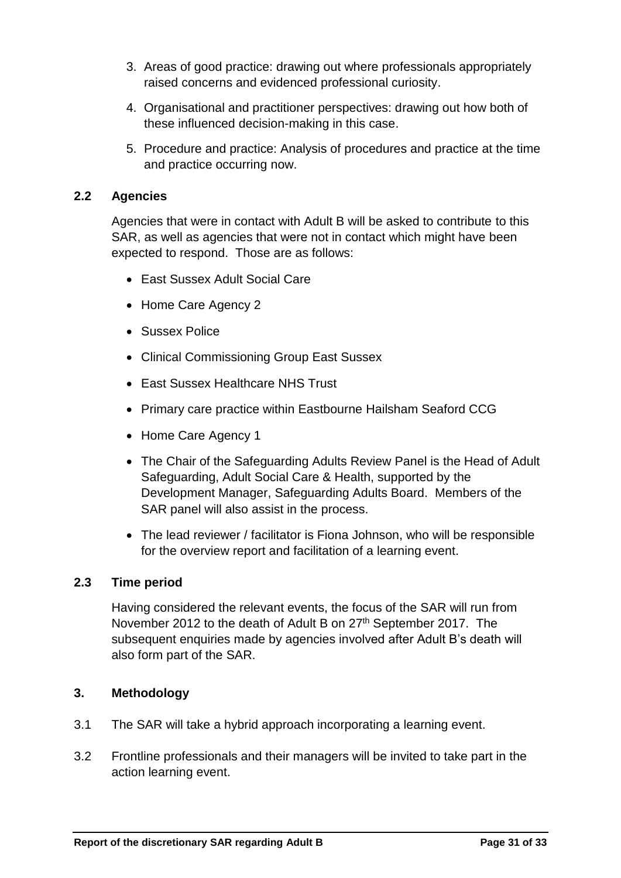3. Areas of good practice: drawing out where professionals appropriately raised concerns and evidenced professional curiosity.

4. Organisational and practitioner perspectives: drawing out how both of these influenced decision-making in this case.

5. Procedure and practice: Analysis of procedures and practice at the time and practice occurring now.

### 2.2 Agencies

Agencies that were in contact with Adult B will be asked to contribute to this SAR, as well as agencies that were not in contact which might have been expected to respond. Those are as follows:

- East Sussex Adult Social Care
- Home Care Agency 2
- Sussex Police
- Clinical Commissioning Group East Sussex
- East Sussex Healthcare NHS Trust
- Primary care practice within Eastbourne Hailsham Seaford CCG
- Home Care Agency 1
- The Chair of the Safeguarding Adults Review Panel is the Head of Adult Safeguarding, Adult Social Care & Health, supported by the Development Manager, Safeguarding Adults Board. Members of the SAR panel will also assist in the process.
- The lead reviewer / facilitator is Fiona Johnson, who will be responsible for the overview report and facilitation of a learning event.

### 2.3 Time period

Having considered the relevant events, the focus of the SAR will run from November 2012 to the death of Adult B on 27th September 2017. The subsequent enquiries made by agencies involved after Adult B's death will also form part of the SAR.

### 3. Methodology

3.1 The SAR will take a hybrid approach incorporating a learning event.

3.2 Frontline professionals and their managers will be invited to take part in the action learning event.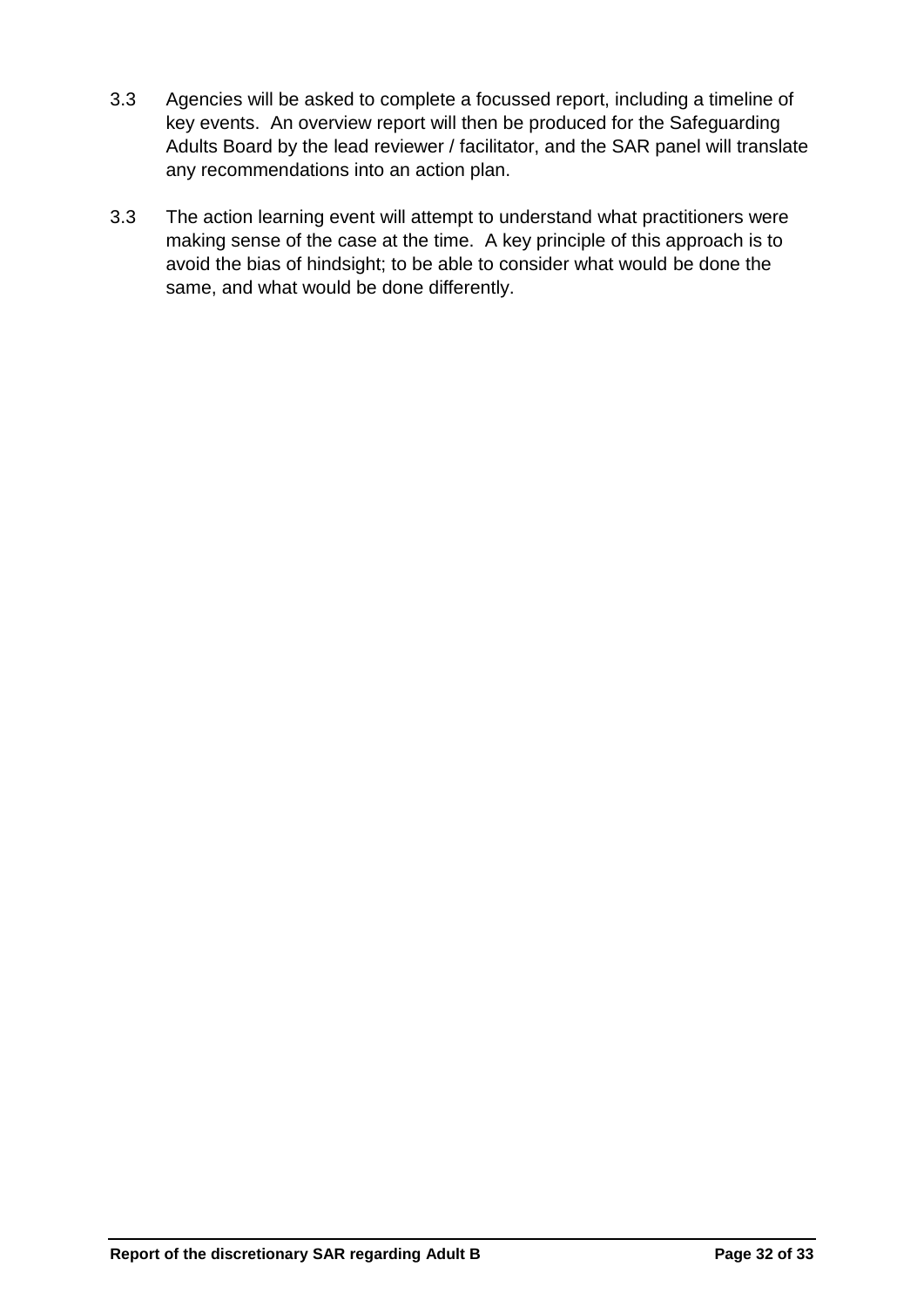3.3 Agencies will be asked to complete a focussed report, including a timeline of key events. An overview report will then be produced for the Safeguarding Adults Board by the lead reviewer / facilitator, and the SAR panel will translate any recommendations into an action plan.

3.3 The action learning event will attempt to understand what practitioners were making sense of the case at the time. A key principle of this approach is to avoid the bias of hindsight; to be able to consider what would be done the same, and what would be done differently.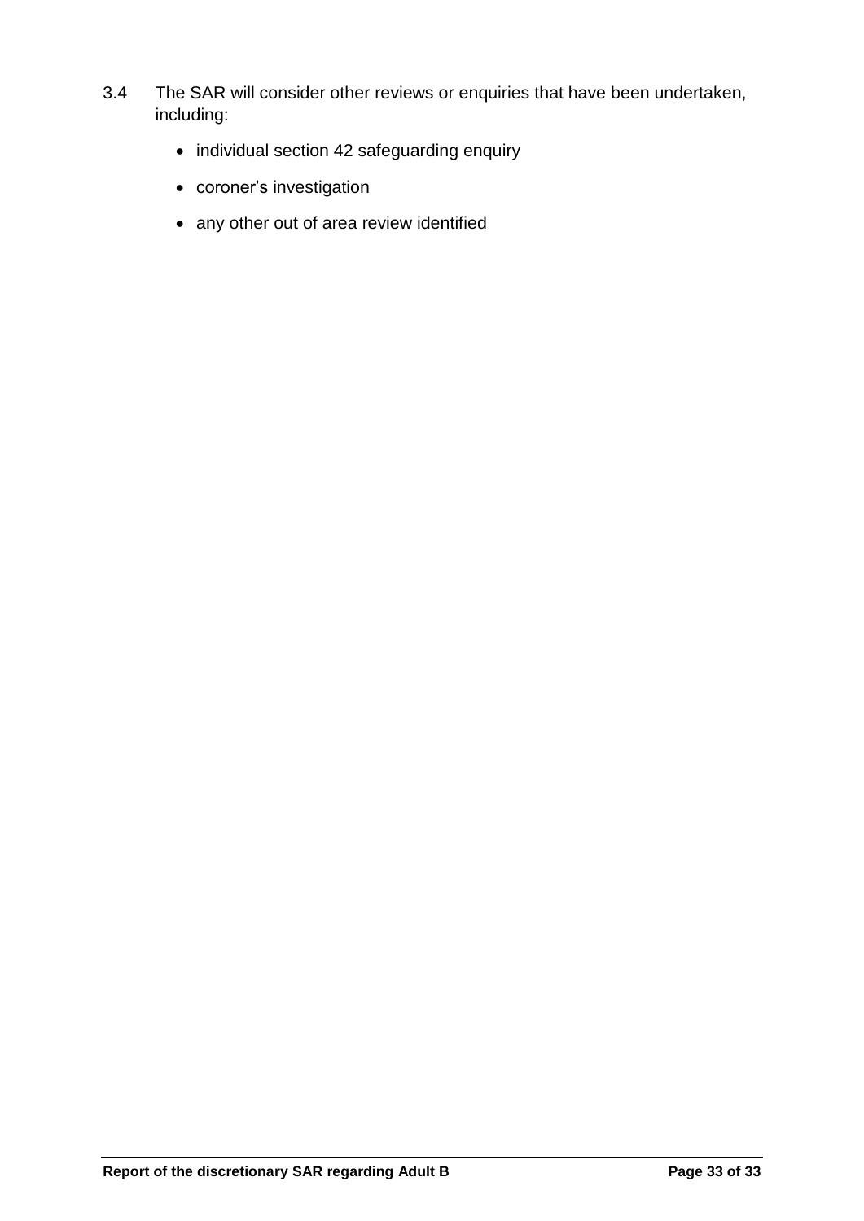3.4 The SAR will consider other reviews or enquiries that have been undertaken, including:

- individual section 42 safeguarding enquiry
- coroner's investigation
- any other out of area review identified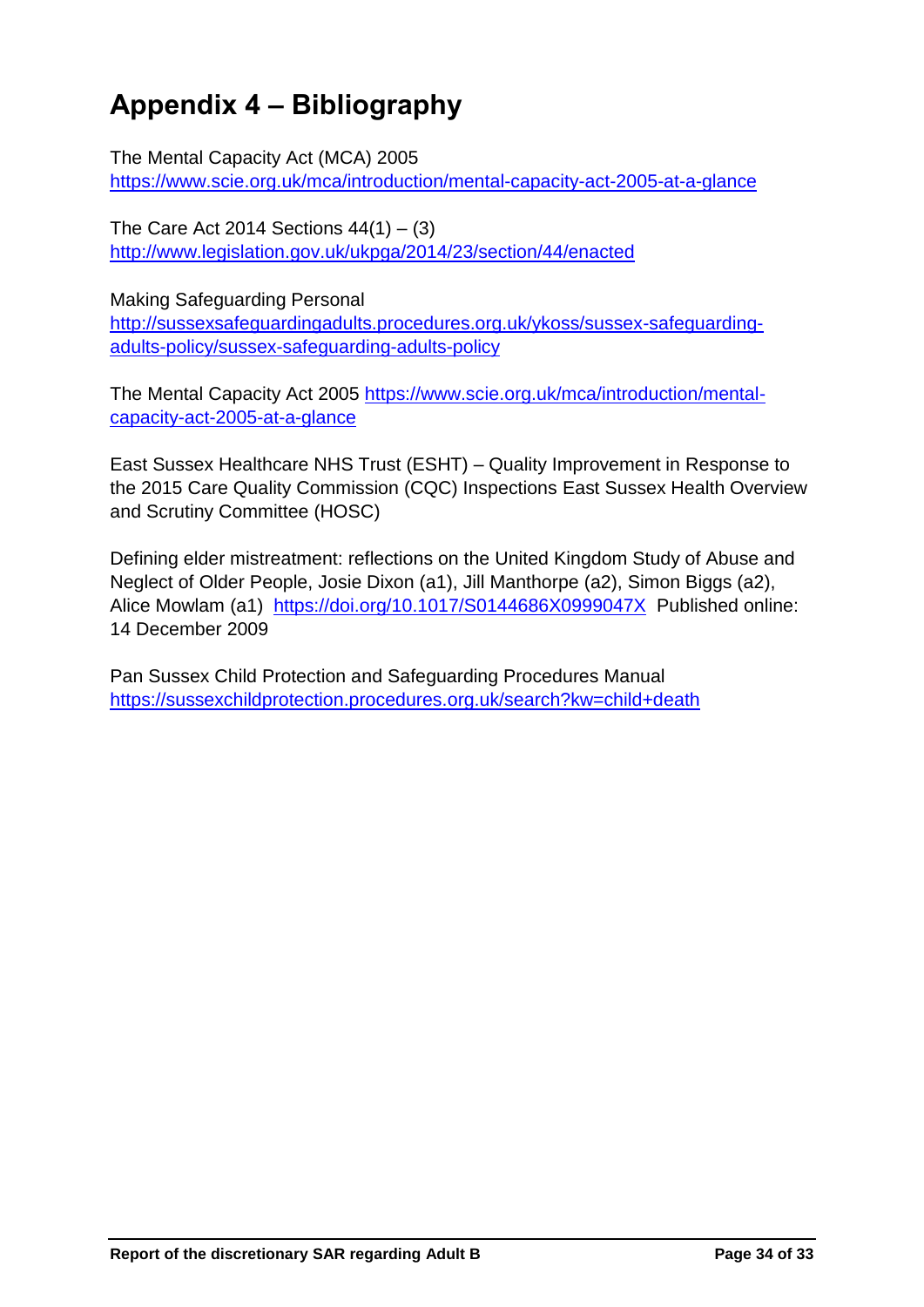# Appendix 4 – Bibliography

The Mental Capacity Act (MCA) 2005
https://www.scie.org.uk/mca/introduction/mental-capacity-act-2005-at-a-glance

The Care Act 2014 Sections 44(1) – (3)
http://www.legislation.gov.uk/ukpga/2014/23/section/44/enacted

Making Safeguarding Personal
http://sussexsafeguardingadults.procedures.org.uk/ykoss/sussex-safeguarding-adults-policy/sussex-safeguarding-adults-policy

The Mental Capacity Act 2005 https://www.scie.org.uk/mca/introduction/mental-capacity-act-2005-at-a-glance

East Sussex Healthcare NHS Trust (ESHT) – Quality Improvement in Response to the 2015 Care Quality Commission (CQC) Inspections East Sussex Health Overview and Scrutiny Committee (HOSC)

Defining elder mistreatment: reflections on the United Kingdom Study of Abuse and Neglect of Older People, Josie Dixon (a1), Jill Manthorpe (a2), Simon Biggs (a2), Alice Mowlam (a1) https://doi.org/10.1017/S0144686X0999047X Published online: 14 December 2009

Pan Sussex Child Protection and Safeguarding Procedures Manual
https://sussexchildprotection.procedures.org.uk/search?kw=child+death